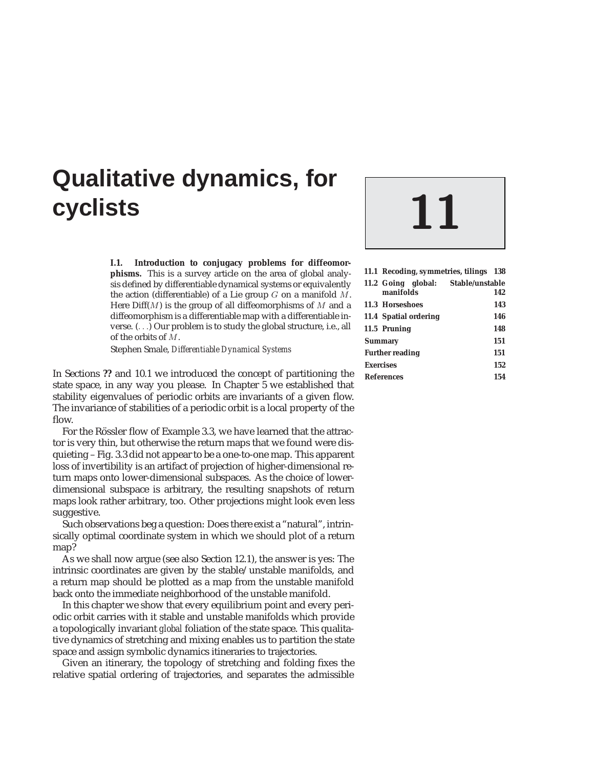# Qualitative dynamics, for cyclists

# 11

| | |
|---|---|
| **11.1 Recoding, symmetries, tilings** | **138** |
| **11.2 Going global: Stable/unstable manifolds** | **142** |
| **11.3 Horseshoes** | **143** |
| **11.4 Spatial ordering** | **146** |
| **11.5 Pruning** | **148** |
| **Summary** | **151** |
| **Further reading** | **151** |
| **Exercises** | **152** |
| **References** | **154** |

**I.1. Introduction to conjugacy problems for diffeomorphisms.** This is a survey article on the area of global analysis defined by differentiable dynamical systems or equivalently the action (differentiable) of a Lie group $G$ on a manifold $M$. Here Diff($M$) is the group of all diffeomorphisms of $M$ and a diffeomorphism is a differentiable map with a differentiable inverse. (...) Our problem is to study the global structure, i.e., all of the orbits of $M$.

Stephen Smale, *Differentiable Dynamical Systems*

In Sections **??** and 10.1 we introduced the concept of partitioning the state space, in any way you please. In Chapter 5 we established that stability eigenvalues of periodic orbits are invariants of a given flow. The invariance of stabilities of a periodic orbit is a local property of the flow.

For the Rössler flow of Example 3.3, we have learned that the attractor is very thin, but otherwise the return maps that we found were disquieting – Fig. 3.3 did not appear to be a one-to-one map. This apparent loss of invertibility is an artifact of projection of higher-dimensional return maps onto lower-dimensional subspaces. As the choice of lower-dimensional subspace is arbitrary, the resulting snapshots of return maps look rather arbitrary, too. Other projections might look even less suggestive.

Such observations beg a question: Does there exist a "natural", intrinsically optimal coordinate system in which we should plot of a return map?

As we shall now argue (see also Section 12.1), the answer is yes: The intrinsic coordinates are given by the stable/unstable manifolds, and a return map should be plotted as a map from the unstable manifold back onto the immediate neighborhood of the unstable manifold.

In this chapter we show that every equilibrium point and every periodic orbit carries with it stable and unstable manifolds which provide a topologically invariant *global* foliation of the state space. This qualitative dynamics of stretching and mixing enables us to partition the state space and assign symbolic dynamics itineraries to trajectories.

Given an itinerary, the topology of stretching and folding fixes the relative spatial ordering of trajectories, and separates the admissible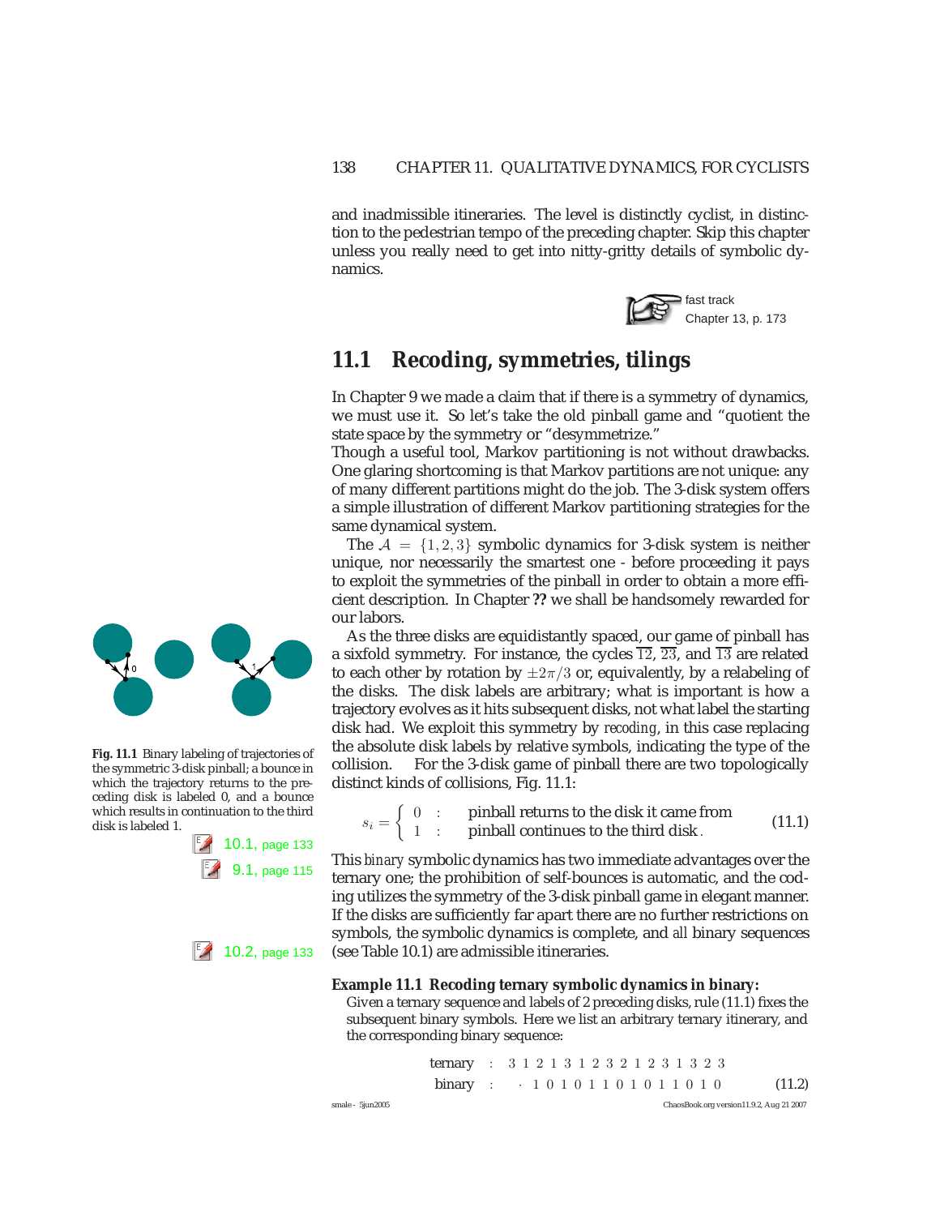and inadmissible itineraries. The level is distinctly cyclist, in distinction to the pedestrian tempo of the preceding chapter. Skip this chapter unless you really need to get into nitty-gritty details of symbolic dynamics.

fast track
Chapter 13, p. 173

## 11.1 Recoding, symmetries, tilings

In Chapter 9 we made a claim that if there is a symmetry of dynamics, we must use it. So let's take the old pinball game and "quotient the state space by the symmetry or "desymmetrize."

Though a useful tool, Markov partitioning is not without drawbacks. One glaring shortcoming is that Markov partitions are not unique: any of many different partitions might do the job. The 3-disk system offers a simple illustration of different Markov partitioning strategies for the same dynamical system.

The $\mathcal{A} = \{1, 2, 3\}$ symbolic dynamics for 3-disk system is neither unique, nor necessarily the smartest one - before proceeding it pays to exploit the symmetries of the pinball in order to obtain a more efficient description. In Chapter **??** we shall be handsomely rewarded for our labors.

As the three disks are equidistantly spaced, our game of pinball has a sixfold symmetry. For instance, the cycles $\overline{12}$, $\overline{23}$, and $\overline{13}$ are related to each other by rotation by $\pm 2\pi/3$ or, equivalently, by a relabeling of the disks. The disk labels are arbitrary; what is important is how a trajectory evolves as it hits subsequent disks, not what label the starting disk had. We exploit this symmetry by *recoding*, in this case replacing the absolute disk labels by relative symbols, indicating the type of the collision. For the 3-disk game of pinball there are two topologically distinct kinds of collisions, Fig. 11.1:

**Fig. 11.1** Binary labeling of trajectories of the symmetric 3-disk pinball; a bounce in which the trajectory returns to the preceding disk is labeled 0, and a bounce which results in continuation to the third disk is labeled 1.

$$
s_i = \begin{cases} 0 & : \quad \text{pinball returns to the disk it came from} \\ 1 & : \quad \text{pinball continues to the third disk}\,. \end{cases} \tag{11.1}
$$

10.1, page 133

9.1, page 115

This *binary* symbolic dynamics has two immediate advantages over the ternary one; the prohibition of self-bounces is automatic, and the coding utilizes the symmetry of the 3-disk pinball game in elegant manner. If the disks are sufficiently far apart there are no further restrictions on symbols, the symbolic dynamics is complete, and *all* binary sequences (see Table 10.1) are admissible itineraries.

10.2, page 133

**Example 11.1 Recoding ternary symbolic dynamics in binary:**
Given a ternary sequence and labels of 2 preceding disks, rule (11.1) fixes the subsequent binary symbols. Here we list an arbitrary ternary itinerary, and the corresponding binary sequence:

$$
\begin{array}{lll} \text{ternary} & : & 3\ 1\ 2\ 1\ 3\ 1\ 2\ 3\ 2\ 1\ 2\ 3\ 1\ 3\ 2\ 3 \\ \text{binary} & : & \cdot\ 1\ 0\ 1\ 0\ 1\ 1\ 0\ 1\ 0\ 1\ 1\ 0\ 1\ 0 \end{array} \tag{11.2}
$$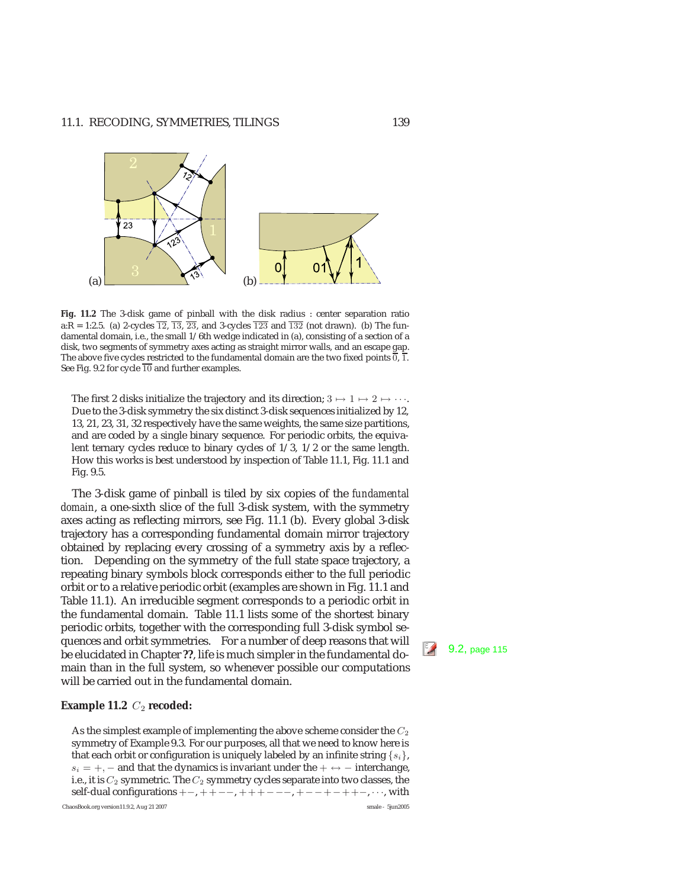**Fig. 11.2** The 3-disk game of pinball with the disk radius : center separation ratio a:R = 1:2.5. (a) 2-cycles $\overline{12}$, $\overline{13}$, $\overline{23}$, and 3-cycles $\overline{123}$ and $\overline{132}$ (not drawn). (b) The fundamental domain, i.e., the small 1/6th wedge indicated in (a), consisting of a section of a disk, two segments of symmetry axes acting as straight mirror walls, and an escape gap. The above five cycles restricted to the fundamental domain are the two fixed points $\overline{0}$, $\overline{1}$. See Fig. 9.2 for cycle $\overline{10}$ and further examples.

The first 2 disks initialize the trajectory and its direction; $3 \mapsto 1 \mapsto 2 \mapsto \cdots$. Due to the 3-disk symmetry the six distinct 3-disk sequences initialized by 12, 13, 21, 23, 31, 32 respectively have the same weights, the same size partitions, and are coded by a single binary sequence. For periodic orbits, the equivalent ternary cycles reduce to binary cycles of 1/3, 1/2 or the same length. How this works is best understood by inspection of Table 11.1, Fig. 11.1 and Fig. 9.5.

The 3-disk game of pinball is tiled by six copies of the *fundamental domain*, a one-sixth slice of the full 3-disk system, with the symmetry axes acting as reflecting mirrors, see Fig. 11.1 (b). Every global 3-disk trajectory has a corresponding fundamental domain mirror trajectory obtained by replacing every crossing of a symmetry axis by a reflection. Depending on the symmetry of the full state space trajectory, a repeating binary symbols block corresponds either to the full periodic orbit or to a relative periodic orbit (examples are shown in Fig. 11.1 and Table 11.1). An irreducible segment corresponds to a periodic orbit in the fundamental domain. Table 11.1 lists some of the shortest binary periodic orbits, together with the corresponding full 3-disk symbol sequences and orbit symmetries. For a number of deep reasons that will be elucidated in Chapter **??**, life is much simpler in the fundamental domain than in the full system, so whenever possible our computations will be carried out in the fundamental domain.

9.2, page 115

**Example 11.2** $C_2$ **recoded:**

As the simplest example of implementing the above scheme consider the $C_2$ symmetry of Example 9.3. For our purposes, all that we need to know here is that each orbit or configuration is uniquely labeled by an infinite string $\{s_i\}$, $s_i = +, -$ and that the dynamics is invariant under the $+ \leftrightarrow -$ interchange, i.e., it is $C_2$ symmetric. The $C_2$ symmetry cycles separate into two classes, the self-dual configurations $+-$, $++--$, $+++---$, $+--+-++-$, $\cdots$, with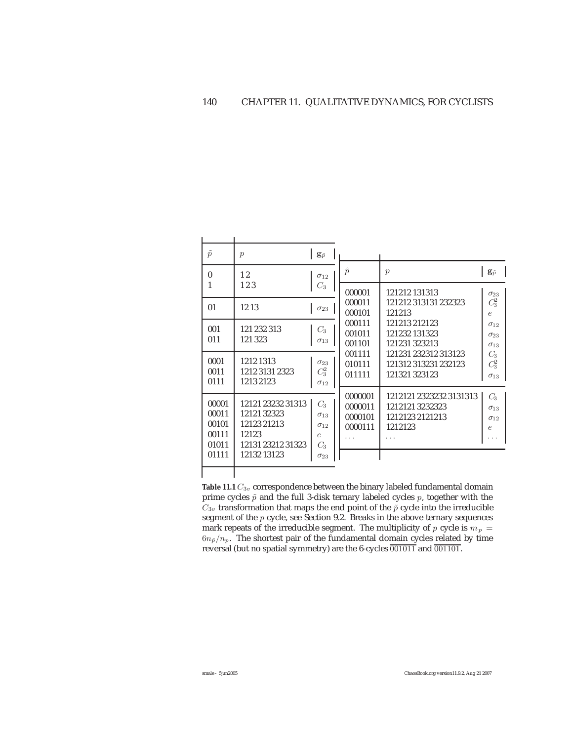| $\tilde{p}$ | $p$ | $\mathbf{g}_{\tilde{p}}$ |
|---|---|---|
| 0 | 1 2 | $\sigma_{12}$ |
| 1 | 1 2 3 | $C_3$ |
| 01 | 12 13 | $\sigma_{23}$ |
| 001 | 121 232 313 | $C_3$ |
| 011 | 121 323 | $\sigma_{13}$ |
| 0001 | 1212 1313 | $\sigma_{23}$ |
| 0011 | 1212 3131 2323 | $C_3^2$ |
| 0111 | 1213 2123 | $\sigma_{12}$ |
| 00001 | 12121 23232 31313 | $C_3$ |
| 00011 | 12121 32323 | $\sigma_{13}$ |
| 00101 | 12123 21213 | $\sigma_{12}$ |
| 00111 | 12123 | $e$ |
| 01011 | 12131 23212 31323 | $C_3$ |
| 01111 | 12132 13123 | $\sigma_{23}$ |
| 000001 | 121212 131313 | $\sigma_{23}$ |
| 000011 | 121212 313131 232323 | $C_3^2$ |
| 000101 | 121213 | $e$ |
| 000111 | 121213 212123 | $\sigma_{12}$ |
| 001011 | 121232 131323 | $\sigma_{23}$ |
| 001101 | 121231 323213 | $\sigma_{13}$ |
| 001111 | 121231 232312 313123 | $C_3$ |
| 010111 | 121312 313231 232123 | $C_3^2$ |
| 011111 | 121321 323123 | $\sigma_{13}$ |
| 0000001 | 1212121 2323232 3131313 | $C_3$ |
| 0000011 | 1212121 3232323 | $\sigma_{13}$ |
| 0000101 | 1212123 2121213 | $\sigma_{12}$ |
| 0000111 | 1212123 | $e$ |
| $\cdots$ | $\cdots$ | $\cdots$ |

**Table 11.1** $C_{3v}$ correspondence between the binary labeled fundamental domain prime cycles $\tilde{p}$ and the full 3-disk ternary labeled cycles $p$, together with the $C_{3v}$ transformation that maps the end point of the $\tilde{p}$ cycle into the irreducible segment of the $p$ cycle, see Section 9.2. Breaks in the above ternary sequences mark repeats of the irreducible segment. The multiplicity of $p$ cycle is $m_p = 6n_{\tilde{p}}/n_p$. The shortest pair of the fundamental domain cycles related by time reversal (but no spatial symmetry) are the 6-cycles $\overline{001011}$ and $\overline{001101}$.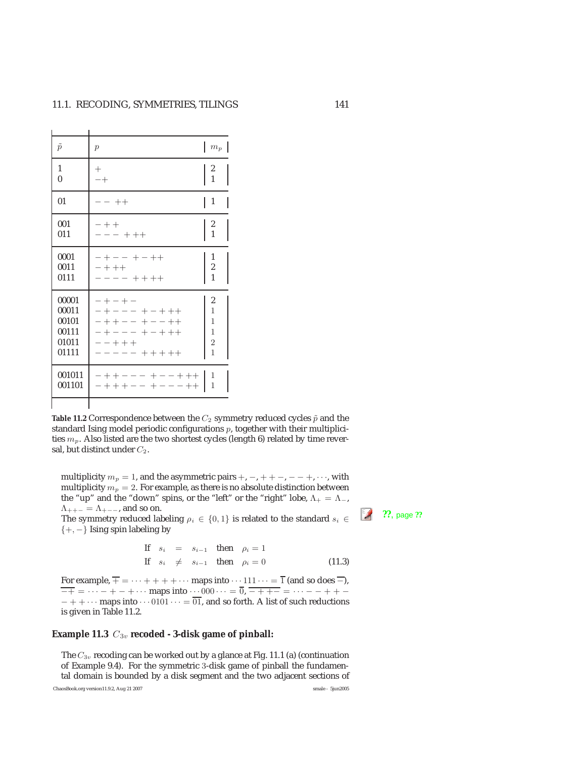| $\tilde{p}$ | $p$ | $m_p$ |
|---|---|---|
| 1 | $+$ | 2 |
| 0 | $-+$ | 1 |
| 01 | $--\ ++$ | 1 |
| 001 | $-++$ | 2 |
| 011 | $---\ +++$ | 1 |
| 0001 | $-+--\ +-++$ | 1 |
| 0011 | $-+++$ | 2 |
| 0111 | $----\ ++++$ | 1 |
| 00001 | $-+-+-$ | 2 |
| 00011 | $-+---\ +-+++$ | 1 |
| 00101 | $-++--\ +--++$ | 1 |
| 00111 | $-+---\ +-+++$ | 1 |
| 01011 | $--+++$ | 2 |
| 01111 | $-----\ +++++$ | 1 |
| 001011 | $-++---\ +--+++$ | 1 |
| 001101 | $-+++--\ +---++$ | 1 |

**Table 11.2** Correspondence between the $C_2$ symmetry reduced cycles $\tilde{p}$ and the standard Ising model periodic configurations $p$, together with their multiplicities $m_p$. Also listed are the two shortest cycles (length 6) related by time reversal, but distinct under $C_2$.

multiplicity $m_p = 1$, and the asymmetric pairs $+, -, ++-, --+, \cdots$, with multiplicity $m_p = 2$. For example, as there is no absolute distinction between the "up" and the "down" spins, or the "left" or the "right" lobe, $\Lambda_+ = \Lambda_-$, $\Lambda_{++-} = \Lambda_{+--}$, and so on.

The symmetry reduced labeling $\rho_i \in \{0, 1\}$ is related to the standard $s_i \in \{+, -\}$ Ising spin labeling by

??, page ??

$$
\begin{array}{lllll}
\text{If} & s_i & = & s_{i-1} & \text{then} \quad \rho_i = 1 \\
\text{If} & s_i & \neq & s_{i-1} & \text{then} \quad \rho_i = 0
\end{array}
\tag{11.3}
$$

For example, $\overline{+} = \cdots + + + + \cdots$ maps into $\cdots 111 \cdots = \overline{1}$ (and so does $\overline{-}$), $\overline{-+} = \cdots - + - + \cdots$ maps into $\cdots 000 \cdots = \overline{0}$, $\overline{-++-} = \cdots - - + + - - + + \cdots$ maps into $\cdots 0101 \cdots = \overline{01}$, and so forth. A list of such reductions is given in Table 11.2.

**Example 11.3** $C_{3v}$ **recoded - 3-disk game of pinball:**

The $C_{3v}$ recoding can be worked out by a glance at Fig. 11.1 (a) (continuation of Example 9.4). For the symmetric 3-disk game of pinball the fundamental domain is bounded by a disk segment and the two adjacent sections of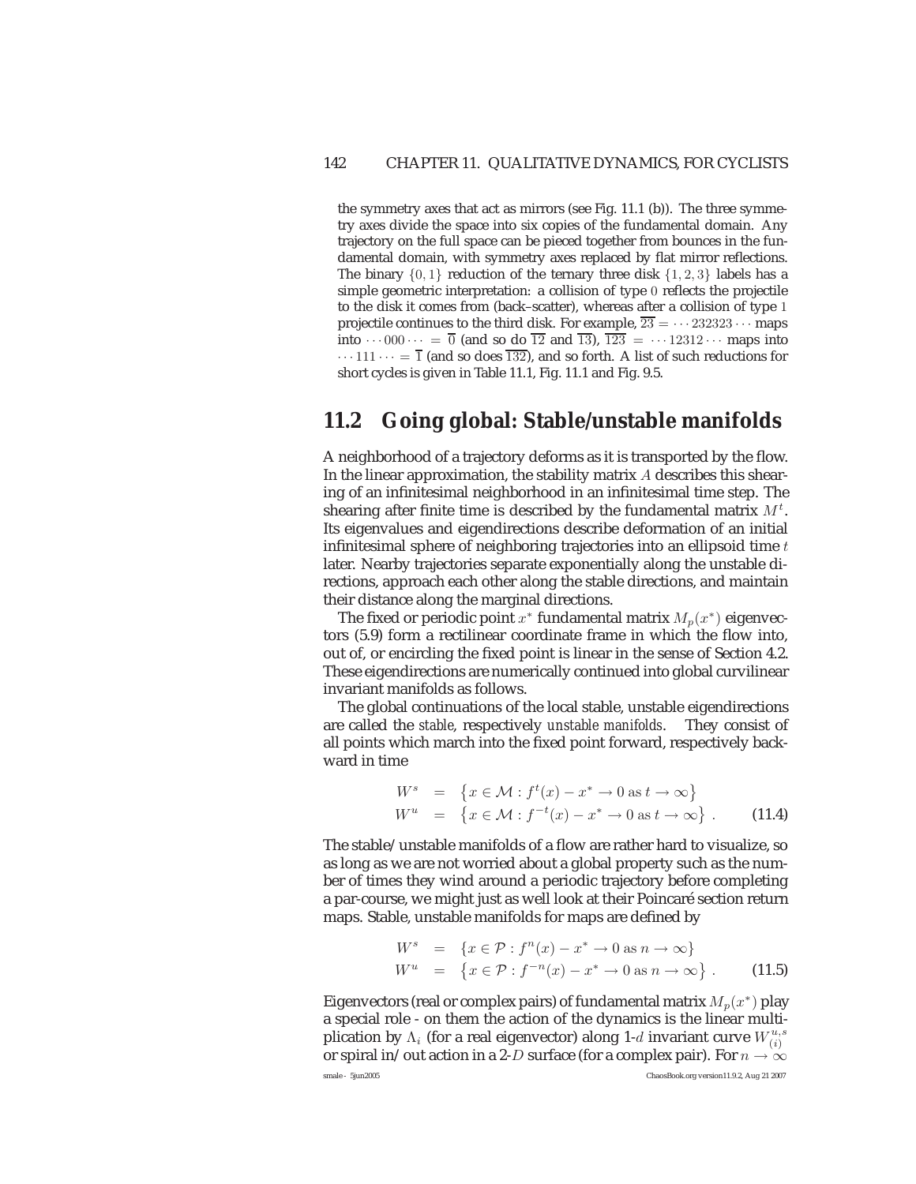the symmetry axes that act as mirrors (see Fig. 11.1 (b)). The three symmetry axes divide the space into six copies of the fundamental domain. Any trajectory on the full space can be pieced together from bounces in the fundamental domain, with symmetry axes replaced by flat mirror reflections. The binary $\{0, 1\}$ reduction of the ternary three disk $\{1, 2, 3\}$ labels has a simple geometric interpretation: a collision of type $0$ reflects the projectile to the disk it comes from (back–scatter), whereas after a collision of type $1$ projectile continues to the third disk. For example, $\overline{23} = \cdots 232323 \cdots$ maps into $\cdots 000 \cdots = \overline{0}$ (and so do $\overline{12}$ and $\overline{13}$), $\overline{123} = \cdots 12312 \cdots$ maps into $\cdots 111 \cdots = \overline{1}$ (and so does $\overline{132}$), and so forth. A list of such reductions for short cycles is given in Table 11.1, Fig. 11.1 and Fig. 9.5.

## 11.2 Going global: Stable/unstable manifolds

A neighborhood of a trajectory deforms as it is transported by the flow. In the linear approximation, the stability matrix $A$ describes this shearing of an infinitesimal neighborhood in an infinitesimal time step. The shearing after finite time is described by the fundamental matrix $M^t$. Its eigenvalues and eigendirections describe deformation of an initial infinitesimal sphere of neighboring trajectories into an ellipsoid time $t$ later. Nearby trajectories separate exponentially along the unstable directions, approach each other along the stable directions, and maintain their distance along the marginal directions.

The fixed or periodic point $x^*$ fundamental matrix $M_p(x^*)$ eigenvectors (5.9) form a rectilinear coordinate frame in which the flow into, out of, or encircling the fixed point is linear in the sense of Section 4.2. These eigendirections are numerically continued into global curvilinear invariant manifolds as follows.

The global continuations of the local stable, unstable eigendirections are called the *stable*, respectively *unstable manifolds*. They consist of all points which march into the fixed point forward, respectively backward in time

$$
\begin{aligned}
W^s &= \left\{x \in \mathcal{M} : f^t(x) - x^* \to 0 \text{ as } t \to \infty\right\} \\
W^u &= \left\{x \in \mathcal{M} : f^{-t}(x) - x^* \to 0 \text{ as } t \to \infty\right\} .
\end{aligned}
\tag{11.4}
$$

The stable/unstable manifolds of a flow are rather hard to visualize, so as long as we are not worried about a global property such as the number of times they wind around a periodic trajectory before completing a par-course, we might just as well look at their Poincaré section return maps. Stable, unstable manifolds for maps are defined by

$$
\begin{aligned}
W^s &= \{x \in \mathcal{P} : f^n(x) - x^* \to 0 \text{ as } n \to \infty\} \\
W^u &= \left\{x \in \mathcal{P} : f^{-n}(x) - x^* \to 0 \text{ as } n \to \infty\right\} .
\end{aligned}
\tag{11.5}
$$

Eigenvectors (real or complex pairs) of fundamental matrix $M_p(x^*)$ play a special role - on them the action of the dynamics is the linear multiplication by $\Lambda_i$ (for a real eigenvector) along 1-$d$ invariant curve $W^{u,s}_{(i)}$ or spiral in/out action in a 2-$D$ surface (for a complex pair). For $n \to \infty$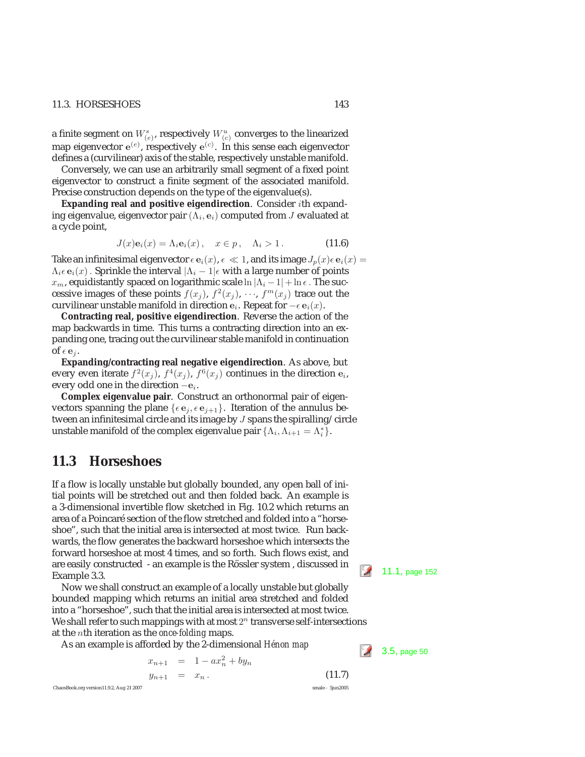a finite segment on $W^s_{(e)}$, respectively $W^u_{(c)}$ converges to the linearized map eigenvector $\mathbf{e}^{(e)}$, respectively $\mathbf{e}^{(c)}$. In this sense each eigenvector defines a (curvilinear) axis of the stable, respectively unstable manifold.

Conversely, we can use an arbitrarily small segment of a fixed point eigenvector to construct a finite segment of the associated manifold. Precise construction depends on the type of the eigenvalue(s).

**Expanding real and positive eigendirection**. Consider $i$th expanding eigenvalue, eigenvector pair $(\Lambda_i, \mathbf{e}_i)$ computed from $J$ evaluated at a cycle point,

$$J(x)\mathbf{e}_i(x) = \Lambda_i \mathbf{e}_i(x)\,, \quad x \in p\,, \quad \Lambda_i > 1\,. \tag{11.6}$$

Take an infinitesimal eigenvector $\epsilon\, \mathbf{e}_i(x)$, $\epsilon \ll 1$, and its image $J_p(x)\epsilon\, \mathbf{e}_i(x) = \Lambda_i \epsilon\, \mathbf{e}_i(x)$. Sprinkle the interval $|\Lambda_i - 1|\epsilon$ with a large number of points $x_m$, equidistantly spaced on logarithmic scale $\ln|\Lambda_i - 1| + \ln \epsilon$. The successive images of these points $f(x_j)$, $f^2(x_j)$, $\cdots$, $f^m(x_j)$ trace out the curvilinear unstable manifold in direction $\mathbf{e}_i$. Repeat for $-\epsilon\, \mathbf{e}_i(x)$.

**Contracting real, positive eigendirection**. Reverse the action of the map backwards in time. This turns a contracting direction into an expanding one, tracing out the curvilinear stable manifold in continuation of $\epsilon\, \mathbf{e}_j$.

**Expanding/contracting real negative eigendirection**. As above, but every even iterate $f^2(x_j)$, $f^4(x_j)$, $f^6(x_j)$ continues in the direction $\mathbf{e}_i$, every odd one in the direction $-\mathbf{e}_i$.

**Complex eigenvalue pair**. Construct an orthonormal pair of eigenvectors spanning the plane $\{\epsilon\, \mathbf{e}_j, \epsilon\, \mathbf{e}_{j+1}\}$. Iteration of the annulus between an infinitesimal circle and its image by $J$ spans the spiralling/circle unstable manifold of the complex eigenvalue pair $\{\Lambda_i, \Lambda_{i+1} = \Lambda_i^*\}$.

## 11.3 Horseshoes

If a flow is locally unstable but globally bounded, any open ball of initial points will be stretched out and then folded back. An example is a 3-dimensional invertible flow sketched in Fig. 10.2 which returns an area of a Poincaré section of the flow stretched and folded into a "horseshoe", such that the initial area is intersected at most twice. Run backwards, the flow generates the backward horseshoe which intersects the forward horseshoe at most 4 times, and so forth. Such flows exist, and are easily constructed - an example is the Rössler system , discussed in Example 3.3.

11.1, page 152

Now we shall construct an example of a locally unstable but globally bounded mapping which returns an initial area stretched and folded into a "horseshoe", such that the initial area is intersected at most twice. We shall refer to such mappings with at most $2^n$ transverse self-intersections at the $n$th iteration as the *once-folding* maps.

As an example is afforded by the 2-dimensional *Hénon map*

3.5, page 50

$$\begin{aligned} x_{n+1} &= 1 - a x_n^2 + b y_n \\ y_{n+1} &= x_n\,. \end{aligned} \tag{11.7}$$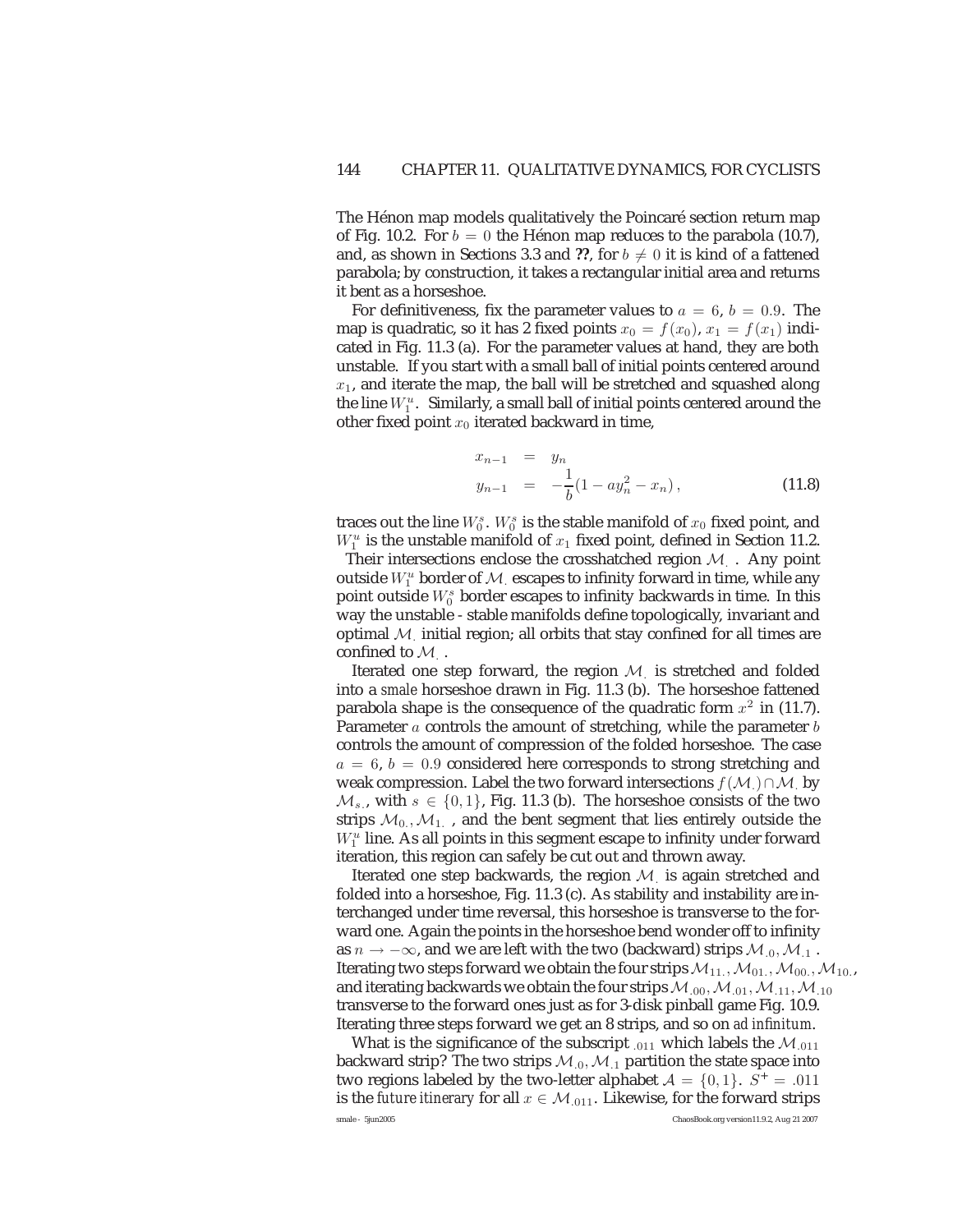The Hénon map models qualitatively the Poincaré section return map of Fig. 10.2. For $b = 0$ the Hénon map reduces to the parabola (10.7), and, as shown in Sections 3.3 and **??**, for $b \neq 0$ it is kind of a fattened parabola; by construction, it takes a rectangular initial area and returns it bent as a horseshoe.

For definitiveness, fix the parameter values to $a = 6$, $b = 0.9$. The map is quadratic, so it has 2 fixed points $x_0 = f(x_0)$, $x_1 = f(x_1)$ indicated in Fig. 11.3 (a). For the parameter values at hand, they are both unstable. If you start with a small ball of initial points centered around $x_1$, and iterate the map, the ball will be stretched and squashed along the line $W_1^u$. Similarly, a small ball of initial points centered around the other fixed point $x_0$ iterated backward in time,

$$
\begin{aligned}
x_{n-1} &= y_n \\
y_{n-1} &= -\frac{1}{b}(1 - ay_n^2 - x_n)\,,
\end{aligned}
\tag{11.8}
$$

traces out the line $W_0^s$. $W_0^s$ is the stable manifold of $x_0$ fixed point, and $W_1^u$ is the unstable manifold of $x_1$ fixed point, defined in Section 11.2.
Their intersections enclose the crosshatched region $\mathcal{M}_.$ . Any point outside $W_1^u$ border of $\mathcal{M}_.$ escapes to infinity forward in time, while any point outside $W_0^s$ border escapes to infinity backwards in time. In this way the unstable - stable manifolds define topologically, invariant and optimal $\mathcal{M}_.$ initial region; all orbits that stay confined for all times are confined to $\mathcal{M}_.$ .

Iterated one step forward, the region $\mathcal{M}_.$ is stretched and folded into a *smale* horseshoe drawn in Fig. 11.3 (b). The horseshoe fattened parabola shape is the consequence of the quadratic form $x^2$ in (11.7). Parameter $a$ controls the amount of stretching, while the parameter $b$ controls the amount of compression of the folded horseshoe. The case $a = 6$, $b = 0.9$ considered here corresponds to strong stretching and weak compression. Label the two forward intersections $f(\mathcal{M}_.) \cap \mathcal{M}_.$ by $\mathcal{M}_{s.}$, with $s \in \{0, 1\}$, Fig. 11.3 (b). The horseshoe consists of the two strips $\mathcal{M}_{0.}, \mathcal{M}_{1.}$ , and the bent segment that lies entirely outside the $W_1^u$ line. As all points in this segment escape to infinity under forward iteration, this region can safely be cut out and thrown away.

Iterated one step backwards, the region $\mathcal{M}_.$ is again stretched and folded into a horseshoe, Fig. 11.3 (c). As stability and instability are interchanged under time reversal, this horseshoe is transverse to the forward one. Again the points in the horseshoe bend wonder off to infinity as $n \to -\infty$, and we are left with the two (backward) strips $\mathcal{M}_{.0}, \mathcal{M}_{.1}$ . Iterating two steps forward we obtain the four strips $\mathcal{M}_{11.}, \mathcal{M}_{01.}, \mathcal{M}_{00.}, \mathcal{M}_{10.}$, and iterating backwards we obtain the four strips $\mathcal{M}_{.00}, \mathcal{M}_{.01}, \mathcal{M}_{.11}, \mathcal{M}_{.10}$ transverse to the forward ones just as for 3-disk pinball game Fig. 10.9. Iterating three steps forward we get an 8 strips, and so on *ad infinitum*.

What is the significance of the subscript $_{.011}$ which labels the $\mathcal{M}_{.011}$ backward strip? The two strips $\mathcal{M}_{.0}, \mathcal{M}_{.1}$ partition the state space into two regions labeled by the two-letter alphabet $\mathcal{A} = \{0, 1\}$. $S^+ = .011$ is the *future itinerary* for all $x \in \mathcal{M}_{.011}$. Likewise, for the forward strips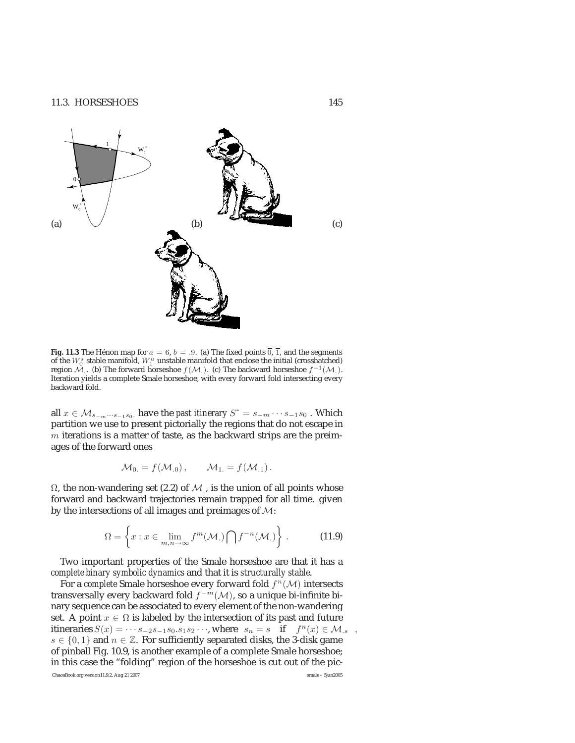(a) (b) (c)

**Fig. 11.3** The Hénon map for $a = 6$, $b = .9$. (a) The fixed points $\overline{0}$, $\overline{1}$, and the segments of the $W_0^s$ stable manifold, $W_1^u$ unstable manifold that enclose the initial (crosshatched) region $\mathcal{M}_{.}$. (b) The forward horseshoe $f(\mathcal{M}_{.})$. (c) The backward horseshoe $f^{-1}(\mathcal{M}_{.})$. Iteration yields a complete Smale horseshoe, with every forward fold intersecting every backward fold.

all $x \in \mathcal{M}_{s_{-m}\cdots s_{-1}s_{0.}}$ have the *past itinerary* $S^{-} = s_{-m}\cdots s_{-1}s_0$ . Which partition we use to present pictorially the regions that do not escape in $m$ iterations is a matter of taste, as the backward strips are the preimages of the forward ones

$$\mathcal{M}_{0.} = f(\mathcal{M}_{.0})\,, \qquad \mathcal{M}_{1.} = f(\mathcal{M}_{.1})\,.$$

$\Omega$, the non-wandering set (2.2) of $\mathcal{M}_{.}$, is the union of all points whose forward and backward trajectories remain trapped for all time. given by the intersections of all images and preimages of $\mathcal{M}$:

$$\Omega = \left\{ x : x \in \lim_{m,n\to\infty} f^m(\mathcal{M}_{.}) \bigcap f^{-n}(\mathcal{M}_{.}) \right\} . \tag{11.9}$$

Two important properties of the Smale horseshoe are that it has a *complete binary symbolic dynamics* and that it is *structurally stable*.

For a *complete* Smale horseshoe every forward fold $f^n(\mathcal{M})$ intersects transversally every backward fold $f^{-m}(\mathcal{M})$, so a unique bi-infinite binary sequence can be associated to every element of the non-wandering set. A point $x \in \Omega$ is labeled by the intersection of its past and future itineraries $S(x) = \cdots s_{-2}s_{-1}s_0.s_1s_2\cdots$, where $s_n = s$ if $f^n(x) \in \mathcal{M}_{.s}$ , $s \in \{0, 1\}$ and $n \in \mathbb{Z}$. For sufficiently separated disks, the 3-disk game of pinball Fig. 10.9, is another example of a complete Smale horseshoe; in this case the "folding" region of the horseshoe is cut out of the pic-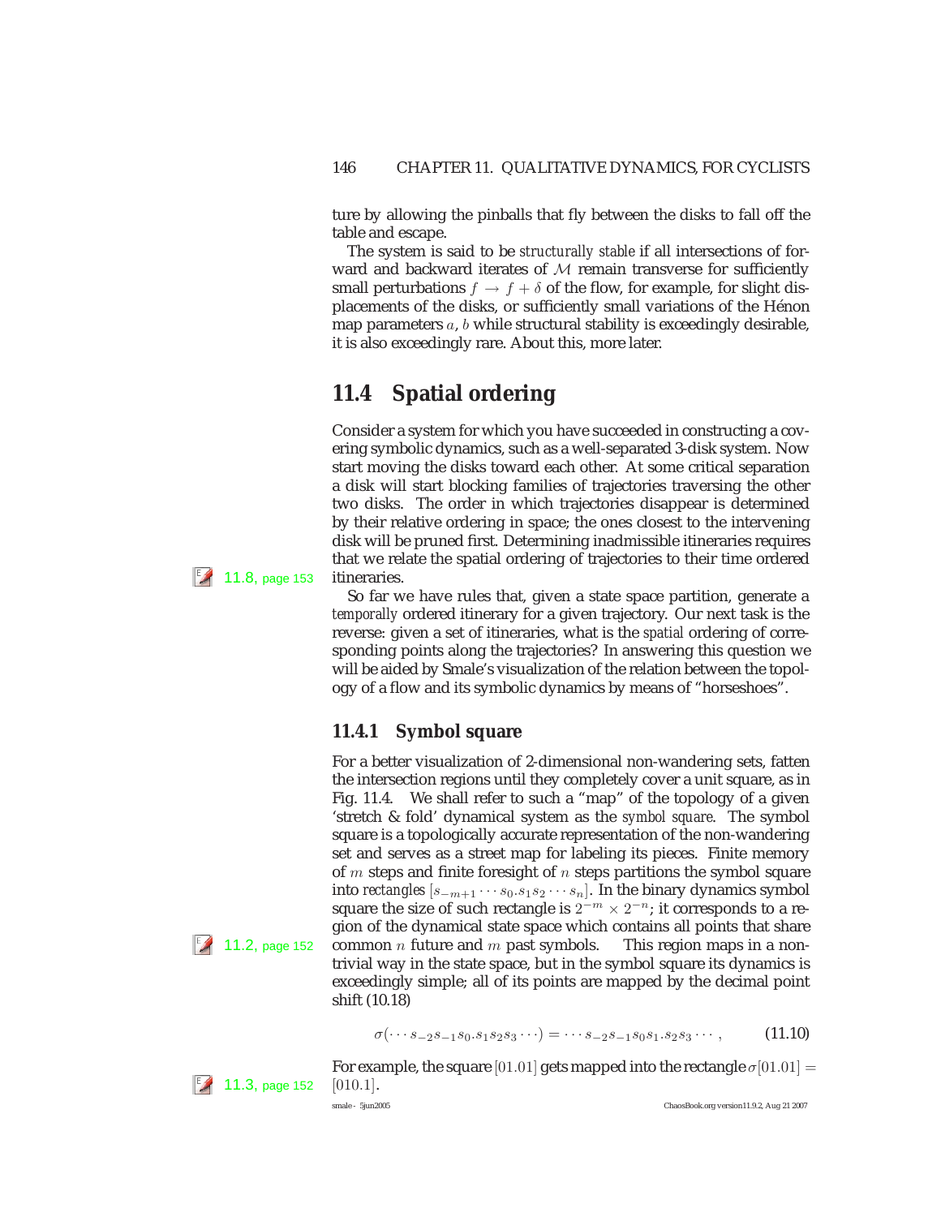ture by allowing the pinballs that fly between the disks to fall off the table and escape.

The system is said to be *structurally stable* if all intersections of forward and backward iterates of $\mathcal{M}$ remain transverse for sufficiently small perturbations $f \rightarrow f + \delta$ of the flow, for example, for slight displacements of the disks, or sufficiently small variations of the Hénon map parameters $a$, $b$ while structural stability is exceedingly desirable, it is also exceedingly rare. About this, more later.

## 11.4 Spatial ordering

Consider a system for which you have succeeded in constructing a covering symbolic dynamics, such as a well-separated 3-disk system. Now start moving the disks toward each other. At some critical separation a disk will start blocking families of trajectories traversing the other two disks. The order in which trajectories disappear is determined by their relative ordering in space; the ones closest to the intervening disk will be pruned first. Determining inadmissible itineraries requires that we relate the spatial ordering of trajectories to their time ordered itineraries.

11.8, page 153

So far we have rules that, given a state space partition, generate a *temporally* ordered itinerary for a given trajectory. Our next task is the reverse: given a set of itineraries, what is the *spatial* ordering of corresponding points along the trajectories? In answering this question we will be aided by Smale's visualization of the relation between the topology of a flow and its symbolic dynamics by means of "horseshoes".

### 11.4.1 Symbol square

For a better visualization of 2-dimensional non-wandering sets, fatten the intersection regions until they completely cover a unit square, as in Fig. 11.4. We shall refer to such a "map" of the topology of a given 'stretch & fold' dynamical system as the *symbol square*. The symbol square is a topologically accurate representation of the non-wandering set and serves as a street map for labeling its pieces. Finite memory of $m$ steps and finite foresight of $n$ steps partitions the symbol square into *rectangles* $[s_{-m+1} \cdots s_0.s_1 s_2 \cdots s_n]$. In the binary dynamics symbol square the size of such rectangle is $2^{-m} \times 2^{-n}$; it corresponds to a region of the dynamical state space which contains all points that share common $n$ future and $m$ past symbols. This region maps in a nontrivial way in the state space, but in the symbol square its dynamics is exceedingly simple; all of its points are mapped by the decimal point shift (10.18)

11.2, page 152

$$\sigma(\cdots s_{-2}s_{-1}s_0.s_1s_2s_3\cdots) = \cdots s_{-2}s_{-1}s_0s_1.s_2s_3\cdots , \qquad (11.10)$$

For example, the square $[01.01]$ gets mapped into the rectangle $\sigma[01.01] = [010.1]$.

11.3, page 152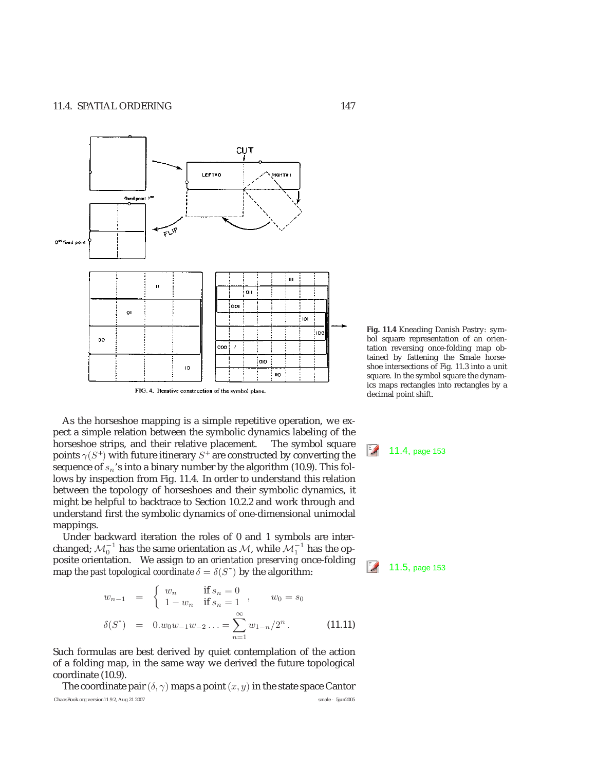FIG. 4. Iterative construction of the symbol plane.

**Fig. 11.4** Kneading Danish Pastry: symbol square representation of an orientation reversing once-folding map obtained by fattening the Smale horseshoe intersections of Fig. 11.3 into a unit square. In the symbol square the dynamics maps rectangles into rectangles by a decimal point shift.

As the horseshoe mapping is a simple repetitive operation, we expect a simple relation between the symbolic dynamics labeling of the horseshoe strips, and their relative placement. The symbol square points $\gamma(S^+)$ with future itinerary $S^+$ are constructed by converting the sequence of $s_n$'s into a binary number by the algorithm (10.9). This follows by inspection from Fig. 11.4. In order to understand this relation between the topology of horseshoes and their symbolic dynamics, it might be helpful to backtrace to Section 10.2.2 and work through and understand first the symbolic dynamics of one-dimensional unimodal mappings.

11.4, page 153

Under backward iteration the roles of 0 and 1 symbols are interchanged; $\mathcal{M}_0^{-1}$ has the same orientation as $\mathcal{M}$, while $\mathcal{M}_1^{-1}$ has the opposite orientation. We assign to an *orientation preserving* once-folding map the *past topological coordinate* $\delta = \delta(S^-)$ by the algorithm:

11.5, page 153

$$
\begin{aligned}
w_{n-1} &= \begin{cases} w_n & \text{if } s_n = 0 \\ 1 - w_n & \text{if } s_n = 1 \end{cases}, \qquad w_0 = s_0 \\
\delta(S^-) &= 0.w_0 w_{-1} w_{-2} \ldots = \sum_{n=1}^{\infty} w_{1-n}/2^n . \qquad (11.11)
\end{aligned}
$$

Such formulas are best derived by quiet contemplation of the action of a folding map, in the same way we derived the future topological coordinate (10.9).

The coordinate pair $(\delta, \gamma)$ maps a point $(x, y)$ in the state space Cantor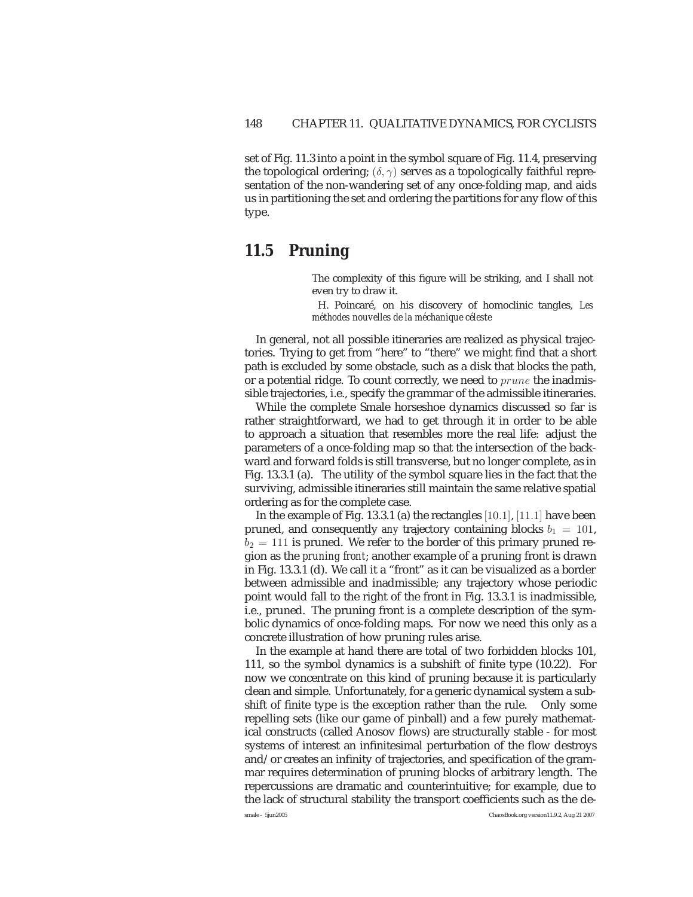set of Fig. 11.3 into a point in the symbol square of Fig. 11.4, preserving the topological ordering; $(\delta, \gamma)$ serves as a topologically faithful representation of the non-wandering set of any once-folding map, and aids us in partitioning the set and ordering the partitions for any flow of this type.

## 11.5 Pruning

> The complexity of this figure will be striking, and I shall not even try to draw it.
>
> H. Poincaré, on his discovery of homoclinic tangles, *Les méthodes nouvelles de la méchanique céleste*

In general, not all possible itineraries are realized as physical trajectories. Trying to get from "here" to "there" we might find that a short path is excluded by some obstacle, such as a disk that blocks the path, or a potential ridge. To count correctly, we need to $prune$ the inadmissible trajectories, i.e., specify the grammar of the admissible itineraries.

While the complete Smale horseshoe dynamics discussed so far is rather straightforward, we had to get through it in order to be able to approach a situation that resembles more the real life: adjust the parameters of a once-folding map so that the intersection of the backward and forward folds is still transverse, but no longer complete, as in Fig. 13.3.1 (a). The utility of the symbol square lies in the fact that the surviving, admissible itineraries still maintain the same relative spatial ordering as for the complete case.

In the example of Fig. 13.3.1 (a) the rectangles $[10.1]$, $[11.1]$ have been pruned, and consequently *any* trajectory containing blocks $b_1 = 101$, $b_2 = 111$ is pruned. We refer to the border of this primary pruned region as the *pruning front*; another example of a pruning front is drawn in Fig. 13.3.1 (d). We call it a "front" as it can be visualized as a border between admissible and inadmissible; any trajectory whose periodic point would fall to the right of the front in Fig. 13.3.1 is inadmissible, i.e., pruned. The pruning front is a complete description of the symbolic dynamics of once-folding maps. For now we need this only as a concrete illustration of how pruning rules arise.

In the example at hand there are total of two forbidden blocks 101, 111, so the symbol dynamics is a subshift of finite type (10.22). For now we concentrate on this kind of pruning because it is particularly clean and simple. Unfortunately, for a generic dynamical system a subshift of finite type is the exception rather than the rule. Only some repelling sets (like our game of pinball) and a few purely mathematical constructs (called Anosov flows) are structurally stable - for most systems of interest an infinitesimal perturbation of the flow destroys and/or creates an infinity of trajectories, and specification of the grammar requires determination of pruning blocks of arbitrary length. The repercussions are dramatic and counterintuitive; for example, due to the lack of structural stability the transport coefficients such as the de-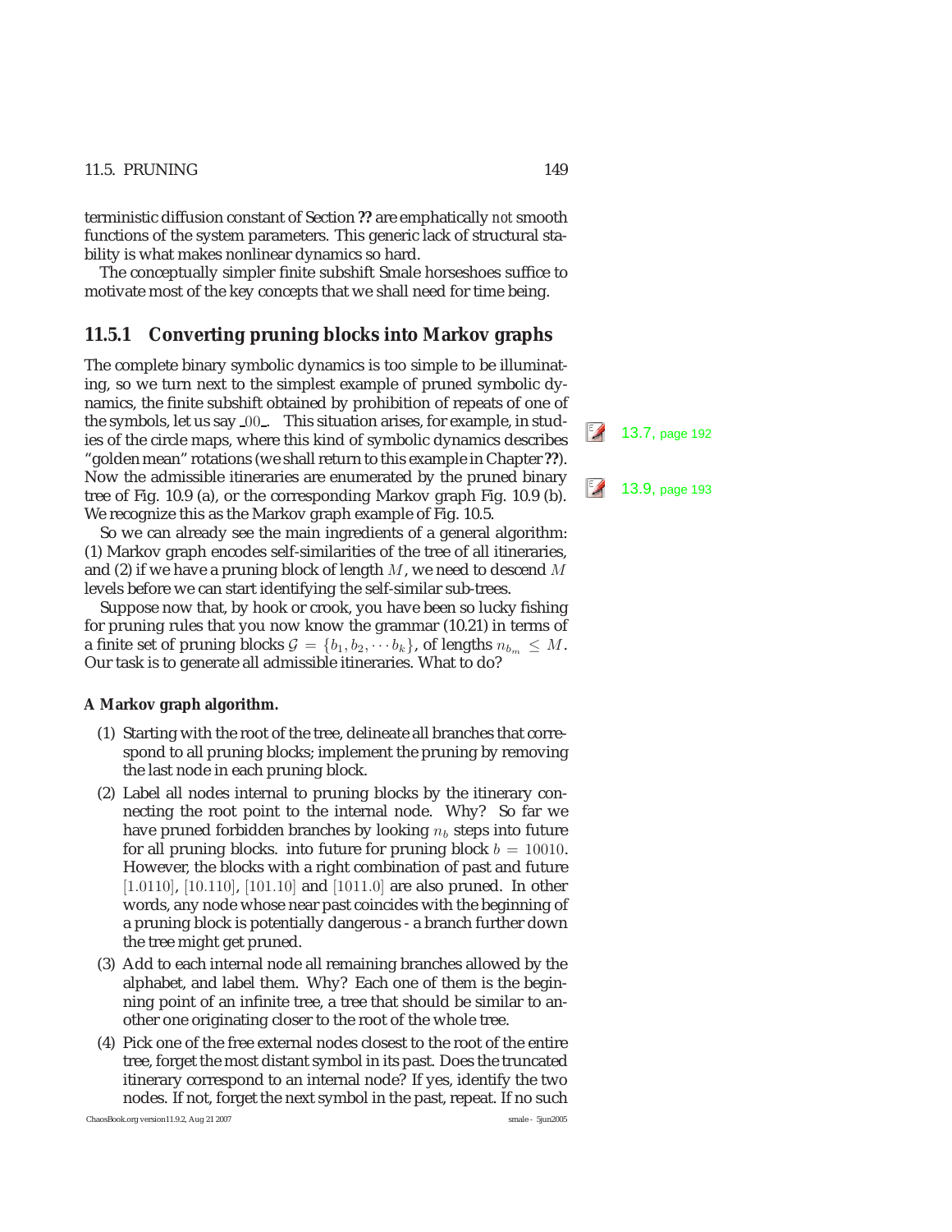terministic diffusion constant of Section **??** are emphatically *not* smooth functions of the system parameters. This generic lack of structural stability is what makes nonlinear dynamics so hard.

The conceptually simpler finite subshift Smale horseshoes suffice to motivate most of the key concepts that we shall need for time being.

### 11.5.1 Converting pruning blocks into Markov graphs

The complete binary symbolic dynamics is too simple to be illuminating, so we turn next to the simplest example of pruned symbolic dynamics, the finite subshift obtained by prohibition of repeats of one of the symbols, let us say $\_00\_$. This situation arises, for example, in studies of the circle maps, where this kind of symbolic dynamics describes "golden mean" rotations (we shall return to this example in Chapter **??**). Now the admissible itineraries are enumerated by the pruned binary tree of Fig. 10.9 (a), or the corresponding Markov graph Fig. 10.9 (b). We recognize this as the Markov graph example of Fig. 10.5.

13.7, page 192

13.9, page 193

So we can already see the main ingredients of a general algorithm: (1) Markov graph encodes self-similarities of the tree of all itineraries, and (2) if we have a pruning block of length $M$, we need to descend $M$ levels before we can start identifying the self-similar sub-trees.

Suppose now that, by hook or crook, you have been so lucky fishing for pruning rules that you now know the grammar (10.21) in terms of a finite set of pruning blocks $\mathcal{G} = \{b_1, b_2, \cdots b_k\}$, of lengths $n_{b_m} \leq M$. Our task is to generate all admissible itineraries. What to do?

**A Markov graph algorithm.**

1. Starting with the root of the tree, delineate all branches that correspond to all pruning blocks; implement the pruning by removing the last node in each pruning block.
2. Label all nodes internal to pruning blocks by the itinerary connecting the root point to the internal node. Why? So far we have pruned forbidden branches by looking $n_b$ steps into future for all pruning blocks. into future for pruning block $b = 10010$. However, the blocks with a right combination of past and future $[1.0110]$, $[10.110]$, $[101.10]$ and $[1011.0]$ are also pruned. In other words, any node whose near past coincides with the beginning of a pruning block is potentially dangerous - a branch further down the tree might get pruned.
3. Add to each internal node all remaining branches allowed by the alphabet, and label them. Why? Each one of them is the beginning point of an infinite tree, a tree that should be similar to another one originating closer to the root of the whole tree.
4. Pick one of the free external nodes closest to the root of the entire tree, forget the most distant symbol in its past. Does the truncated itinerary correspond to an internal node? If yes, identify the two nodes. If not, forget the next symbol in the past, repeat. If no such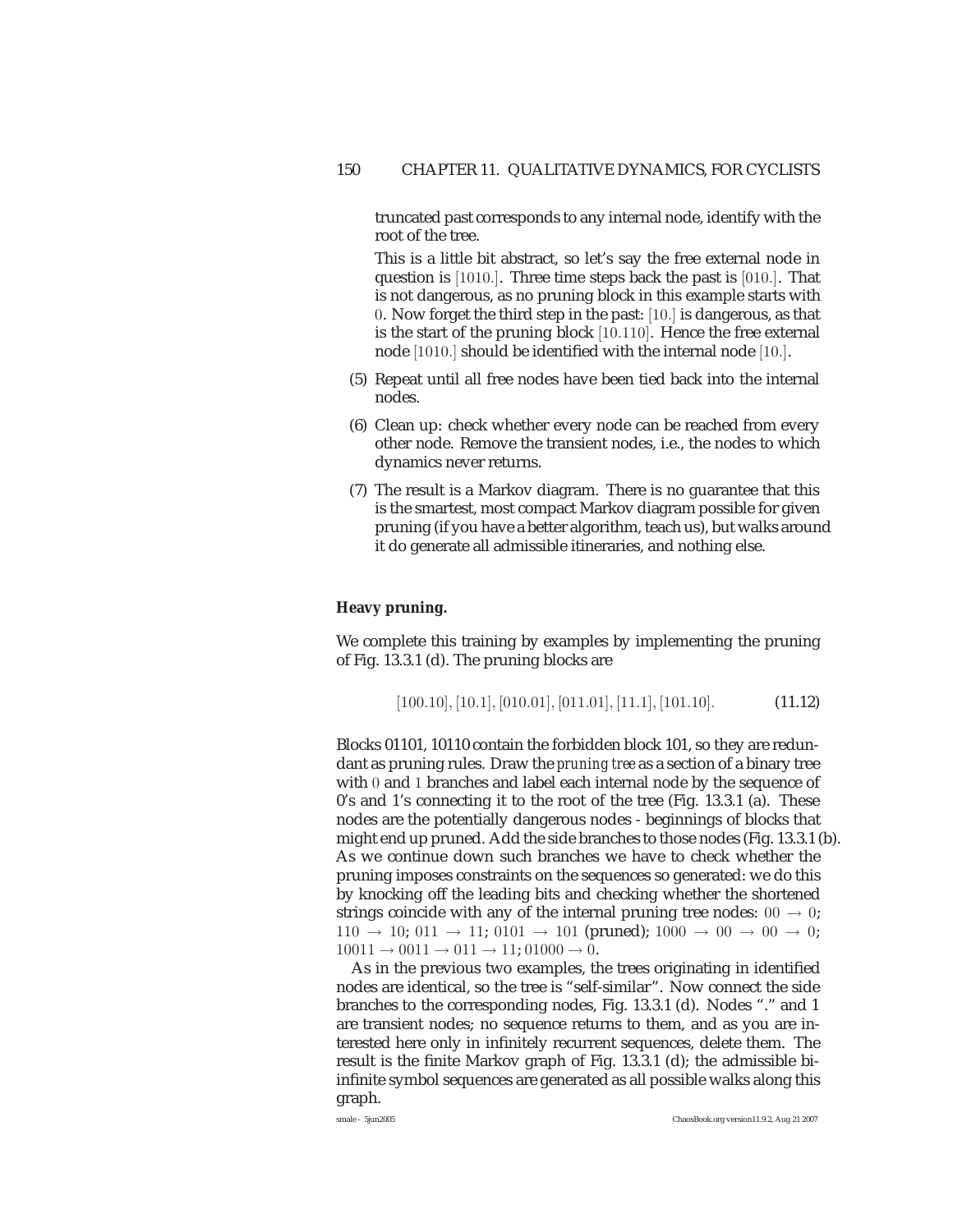truncated past corresponds to any internal node, identify with the root of the tree.

This is a little bit abstract, so let's say the free external node in question is $[1010.]$. Three time steps back the past is $[010.]$. That is not dangerous, as no pruning block in this example starts with $0$. Now forget the third step in the past: $[10.]$ is dangerous, as that is the start of the pruning block $[10.110]$. Hence the free external node $[1010.]$ should be identified with the internal node $[10.]$.

(5) Repeat until all free nodes have been tied back into the internal nodes.

(6) Clean up: check whether every node can be reached from every other node. Remove the transient nodes, i.e., the nodes to which dynamics never returns.

(7) The result is a Markov diagram. There is no guarantee that this is the smartest, most compact Markov diagram possible for given pruning (if you have a better algorithm, teach us), but walks around it do generate all admissible itineraries, and nothing else.

**Heavy pruning.**

We complete this training by examples by implementing the pruning of Fig. 13.3.1 (d). The pruning blocks are

$$[100.10], [10.1], [010.01], [011.01], [11.1], [101.10]. \tag{11.12}$$

Blocks 01101, 10110 contain the forbidden block 101, so they are redundant as pruning rules. Draw the *pruning tree* as a section of a binary tree with $0$ and $1$ branches and label each internal node by the sequence of 0's and 1's connecting it to the root of the tree (Fig. 13.3.1 (a). These nodes are the potentially dangerous nodes - beginnings of blocks that might end up pruned. Add the side branches to those nodes (Fig. 13.3.1 (b). As we continue down such branches we have to check whether the pruning imposes constraints on the sequences so generated: we do this by knocking off the leading bits and checking whether the shortened strings coincide with any of the internal pruning tree nodes: $00 \rightarrow 0$; $110 \rightarrow 10$; $011 \rightarrow 11$; $0101 \rightarrow 101$ (pruned); $1000 \rightarrow 00 \rightarrow 00 \rightarrow 0$; $10011 \rightarrow 0011 \rightarrow 011 \rightarrow 11$; $01000 \rightarrow 0$.

As in the previous two examples, the trees originating in identified nodes are identical, so the tree is "self-similar". Now connect the side branches to the corresponding nodes, Fig. 13.3.1 (d). Nodes "." and 1 are transient nodes; no sequence returns to them, and as you are interested here only in infinitely recurrent sequences, delete them. The result is the finite Markov graph of Fig. 13.3.1 (d); the admissible bi-infinite symbol sequences are generated as all possible walks along this graph.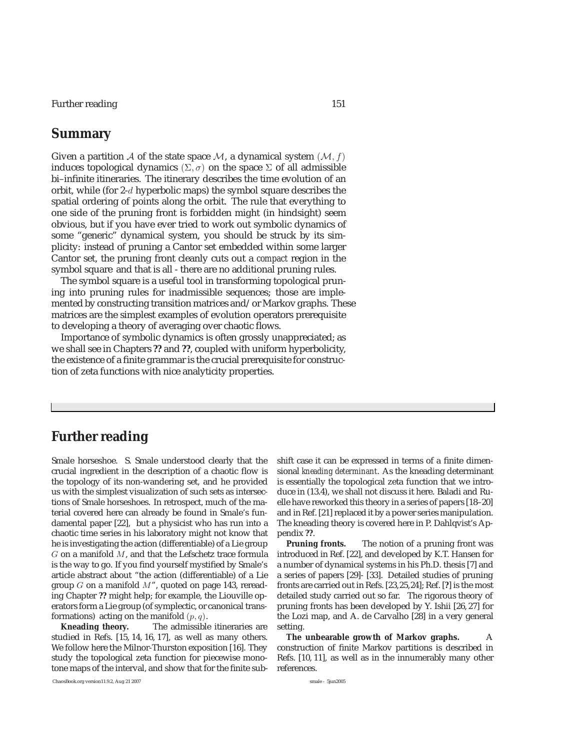## Summary

Given a partition $\mathcal{A}$ of the state space $\mathcal{M}$, a dynamical system $(\mathcal{M}, f)$ induces topological dynamics $(\Sigma, \sigma)$ on the space $\Sigma$ of all admissible bi–infinite itineraries. The itinerary describes the time evolution of an orbit, while (for 2-$d$ hyperbolic maps) the symbol square describes the spatial ordering of points along the orbit. The rule that everything to one side of the pruning front is forbidden might (in hindsight) seem obvious, but if you have ever tried to work out symbolic dynamics of some "generic" dynamical system, you should be struck by its simplicity: instead of pruning a Cantor set embedded within some larger Cantor set, the pruning front cleanly cuts out a *compact* region in the symbol square and that is all - there are no additional pruning rules.

The symbol square is a useful tool in transforming topological pruning into pruning rules for inadmissible sequences; those are implemented by constructing transition matrices and/or Markov graphs. These matrices are the simplest examples of evolution operators prerequisite to developing a theory of averaging over chaotic flows.

Importance of symbolic dynamics is often grossly unappreciated; as we shall see in Chapters **??** and **??**, coupled with uniform hyperbolicity, the existence of a finite grammar is the crucial prerequisite for construction of zeta functions with nice analyticity properties.

## Further reading

Smale horseshoe. S. Smale understood clearly that the crucial ingredient in the description of a chaotic flow is the topology of its non-wandering set, and he provided us with the simplest visualization of such sets as intersections of Smale horseshoes. In retrospect, much of the material covered here can already be found in Smale's fundamental paper [22], but a physicist who has run into a chaotic time series in his laboratory might not know that he is investigating the action (differentiable) of a Lie group $G$ on a manifold $M$, and that the Lefschetz trace formula is the way to go. If you find yourself mystified by Smale's article abstract about "the action (differentiable) of a Lie group $G$ on a manifold $M$", quoted on page 143, rereading Chapter **??** might help; for example, the Liouville operators form a Lie group (of symplectic, or canonical transformations) acting on the manifold $(p, q)$.

**Kneading theory.** The admissible itineraries are studied in Refs. [15, 14, 16, 17], as well as many others. We follow here the Milnor-Thurston exposition [16]. They study the topological zeta function for piecewise monotone maps of the interval, and show that for the finite subshift case it can be expressed in terms of a finite dimensional *kneading determinant*. As the kneading determinant is essentially the topological zeta function that we introduce in (13.4), we shall not discuss it here. Baladi and Ruelle have reworked this theory in a series of papers [18–20] and in Ref. [21] replaced it by a power series manipulation. The kneading theory is covered here in P. Dahlqvist's Appendix **??**.

**Pruning fronts.** The notion of a pruning front was introduced in Ref. [22], and developed by K.T. Hansen for a number of dynamical systems in his Ph.D. thesis [7] and a series of papers [29]- [33]. Detailed studies of pruning fronts are carried out in Refs. [23,25,24]; Ref. [**?**] is the most detailed study carried out so far. The rigorous theory of pruning fronts has been developed by Y. Ishii [26, 27] for the Lozi map, and A. de Carvalho [28] in a very general setting.

**The unbearable growth of Markov graphs.** A construction of finite Markov partitions is described in Refs. [10, 11], as well as in the innumerably many other references.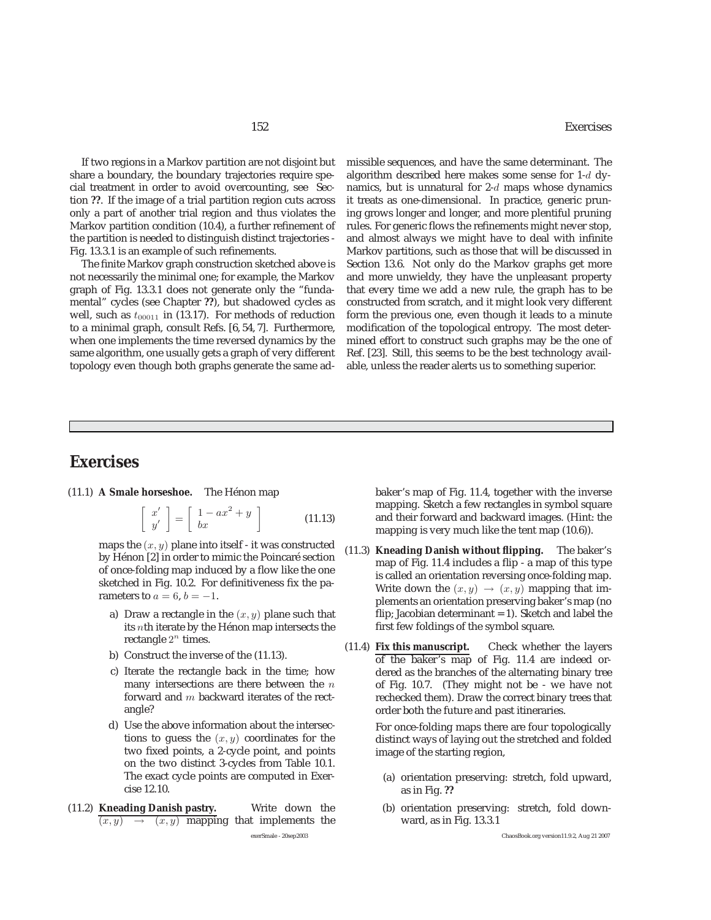If two regions in a Markov partition are not disjoint but share a boundary, the boundary trajectories require special treatment in order to avoid overcounting, see Section **??**. If the image of a trial partition region cuts across only a part of another trial region and thus violates the Markov partition condition (10.4), a further refinement of the partition is needed to distinguish distinct trajectories - Fig. 13.3.1 is an example of such refinements.

The finite Markov graph construction sketched above is not necessarily the minimal one; for example, the Markov graph of Fig. 13.3.1 does not generate only the "fundamental" cycles (see Chapter **??**), but shadowed cycles as well, such as $t_{00011}$ in (13.17). For methods of reduction to a minimal graph, consult Refs. [6, 54, 7]. Furthermore, when one implements the time reversed dynamics by the same algorithm, one usually gets a graph of very different topology even though both graphs generate the same admissible sequences, and have the same determinant. The algorithm described here makes some sense for 1-$d$ dynamics, but is unnatural for 2-$d$ maps whose dynamics it treats as one-dimensional. In practice, generic pruning grows longer and longer, and more plentiful pruning rules. For generic flows the refinements might never stop, and almost always we might have to deal with infinite Markov partitions, such as those that will be discussed in Section 13.6. Not only do the Markov graphs get more and more unwieldy, they have the unpleasant property that every time we add a new rule, the graph has to be constructed from scratch, and it might look very different form the previous one, even though it leads to a minute modification of the topological entropy. The most determined effort to construct such graphs may be the one of Ref. [23]. Still, this seems to be the best technology available, unless the reader alerts us to something superior.

## Exercises

(11.1) **A Smale horseshoe.** The Hénon map

$$\begin{bmatrix} x' \\ y' \end{bmatrix} = \begin{bmatrix} 1 - ax^2 + y \\ bx \end{bmatrix} \tag{11.13}$$

maps the $(x, y)$ plane into itself - it was constructed by Hénon [2] in order to mimic the Poincaré section of once-folding map induced by a flow like the one sketched in Fig. 10.2. For definitiveness fix the parameters to $a = 6$, $b = -1$.

a) Draw a rectangle in the $(x, y)$ plane such that its $n$th iterate by the Hénon map intersects the rectangle $2^n$ times.

b) Construct the inverse of the (11.13).

c) Iterate the rectangle back in the time; how many intersections are there between the $n$ forward and $m$ backward iterates of the rectangle?

d) Use the above information about the intersections to guess the $(x, y)$ coordinates for the two fixed points, a 2-cycle point, and points on the two distinct 3-cycles from Table 10.1. The exact cycle points are computed in Exercise 12.10.

(11.2) **Kneading Danish pastry.** Write down the $(x, y) \to (x, y)$ mapping that implements the baker's map of Fig. 11.4, together with the inverse mapping. Sketch a few rectangles in symbol square and their forward and backward images. (Hint: the mapping is very much like the tent map (10.6)).

(11.3) **Kneading Danish without flipping.** The baker's map of Fig. 11.4 includes a flip - a map of this type is called an orientation reversing once-folding map. Write down the $(x, y) \to (x, y)$ mapping that implements an orientation preserving baker's map (no flip; Jacobian determinant = 1). Sketch and label the first few foldings of the symbol square.

(11.4) **Fix this manuscript.** Check whether the layers of the baker's map of Fig. 11.4 are indeed ordered as the branches of the alternating binary tree of Fig. 10.7. (They might not be - we have not rechecked them). Draw the correct binary trees that order both the future and past itineraries.

For once-folding maps there are four topologically distinct ways of laying out the stretched and folded image of the starting region,

(a) orientation preserving: stretch, fold upward, as in Fig. **??**

(b) orientation preserving: stretch, fold downward, as in Fig. 13.3.1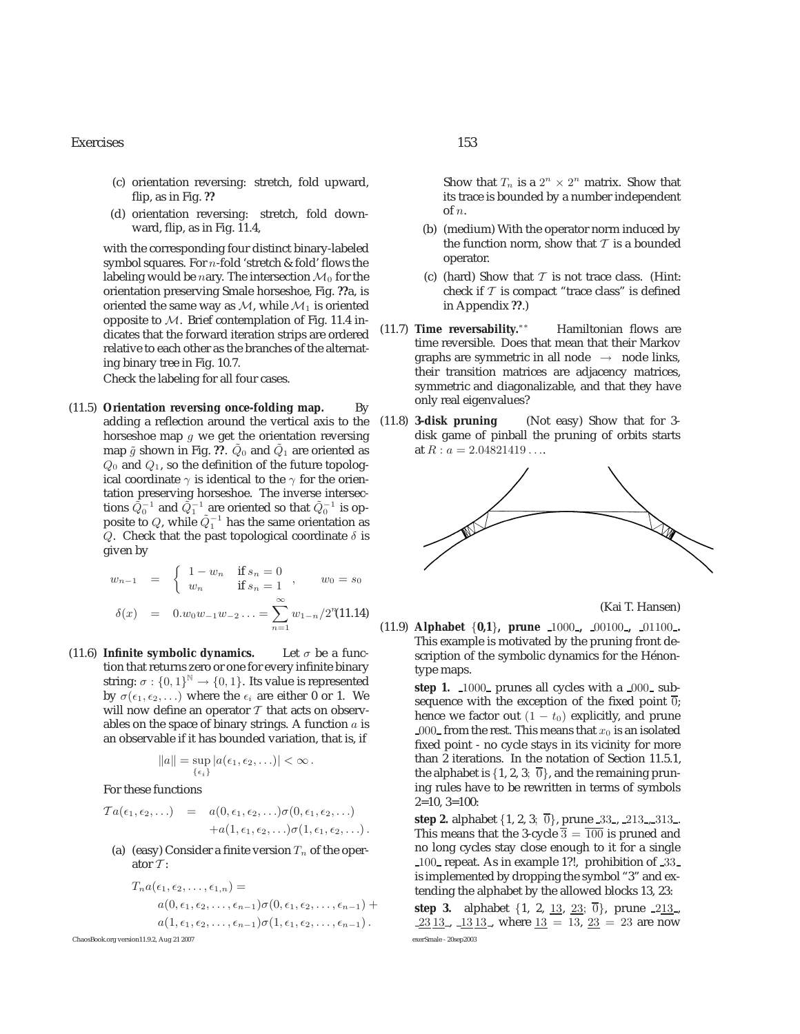(c) orientation reversing: stretch, fold upward, flip, as in Fig. **??**

(d) orientation reversing: stretch, fold downward, flip, as in Fig. 11.4,

with the corresponding four distinct binary-labeled symbol squares. For $n$-fold 'stretch & fold' flows the labeling would be $n$ary. The intersection $\mathcal{M}_0$ for the orientation preserving Smale horseshoe, Fig. **??**a, is oriented the same way as $\mathcal{M}$, while $\mathcal{M}_1$ is oriented opposite to $\mathcal{M}$. Brief contemplation of Fig. 11.4 indicates that the forward iteration strips are ordered relative to each other as the branches of the alternating binary tree in Fig. 10.7.

Check the labeling for all four cases.

(11.5) **Orientation reversing once-folding map.** By adding a reflection around the vertical axis to the horseshoe map $g$ we get the orientation reversing map $\tilde{g}$ shown in Fig. **??**. $\tilde{Q}_0$ and $\tilde{Q}_1$ are oriented as $Q_0$ and $Q_1$, so the definition of the future topological coordinate $\gamma$ is identical to the $\gamma$ for the orientation preserving horseshoe. The inverse intersections $\tilde{Q}_0^{-1}$ and $\tilde{Q}_1^{-1}$ are oriented so that $\tilde{Q}_0^{-1}$ is opposite to $Q$, while $\tilde{Q}_1^{-1}$ has the same orientation as $Q$. Check that the past topological coordinate $\delta$ is given by

$$
\begin{aligned}
w_{n-1} &= \begin{cases} 1 - w_n & \text{if } s_n = 0 \\ w_n & \text{if } s_n = 1 \end{cases}, \qquad w_0 = s_0 \\
\delta(x) &= 0.w_0 w_{-1} w_{-2} \ldots = \sum_{n=1}^{\infty} w_{1-n}/2^n
\end{aligned}
\tag{11.14}
$$

(11.6) **Infinite symbolic dynamics.** Let $\sigma$ be a function that returns zero or one for every infinite binary string: $\sigma : \{0, 1\}^{\mathbb{N}} \to \{0, 1\}$. Its value is represented by $\sigma(\epsilon_1, \epsilon_2, \ldots)$ where the $\epsilon_i$ are either 0 or 1. We will now define an operator $\mathcal{T}$ that acts on observables on the space of binary strings. A function $a$ is an observable if it has bounded variation, that is, if

$$\|a\| = \sup_{\{\epsilon_i\}} |a(\epsilon_1, \epsilon_2, \ldots)| < \infty \, .$$

For these functions

$$
\begin{aligned}
\mathcal{T}a(\epsilon_1, \epsilon_2, \ldots) &= a(0, \epsilon_1, \epsilon_2, \ldots)\sigma(0, \epsilon_1, \epsilon_2, \ldots) \\
&\quad + a(1, \epsilon_1, \epsilon_2, \ldots)\sigma(1, \epsilon_1, \epsilon_2, \ldots) \, .
\end{aligned}
$$

(a) (easy) Consider a finite version $T_n$ of the operator $\mathcal{T}$:

$$
\begin{aligned}
&T_n a(\epsilon_1, \epsilon_2, \ldots, \epsilon_{1,n}) = \\
&\quad a(0, \epsilon_1, \epsilon_2, \ldots, \epsilon_{n-1})\sigma(0, \epsilon_1, \epsilon_2, \ldots, \epsilon_{n-1}) + \\
&\quad a(1, \epsilon_1, \epsilon_2, \ldots, \epsilon_{n-1})\sigma(1, \epsilon_1, \epsilon_2, \ldots, \epsilon_{n-1}) \, .
\end{aligned}
$$

Show that $T_n$ is a $2^n \times 2^n$ matrix. Show that its trace is bounded by a number independent of $n$.

(b) (medium) With the operator norm induced by the function norm, show that $\mathcal{T}$ is a bounded operator.

(c) (hard) Show that $\mathcal{T}$ is not trace class. (Hint: check if $\mathcal{T}$ is compact "trace class" is defined in Appendix **??**.)

(11.7) **Time reversability.**$^{**}$ Hamiltonian flows are time reversible. Does that mean that their Markov graphs are symmetric in all node $\to$ node links, their transition matrices are adjacency matrices, symmetric and diagonalizable, and that they have only real eigenvalues?

(11.8) **3-disk pruning** (Not easy) Show that for 3-disk game of pinball the pruning of orbits starts at $R : a = 2.04821419\ldots$.

(Kai T. Hansen)

(11.9) **Alphabet {0,1}, prune** $\_1000\_$, $\_00100\_$, $\_01100\_$. This example is motivated by the pruning front description of the symbolic dynamics for the Hénon-type maps.

**step 1.** $\_1000\_$ prunes all cycles with a $\_000\_$ subsequence with the exception of the fixed point $\overline{0}$; hence we factor out $(1 - t_0)$ explicitly, and prune $\_000\_$ from the rest. This means that $x_0$ is an isolated fixed point - no cycle stays in its vicinity for more than 2 iterations. In the notation of Section 11.5.1, the alphabet is $\{1, 2, 3; \overline{0}\}$, and the remaining pruning rules have to be rewritten in terms of symbols 2=10, 3=100:

**step 2.** alphabet $\{1, 2, 3; \overline{0}\}$, prune $\_33\_$, $\_213\_$, $\_313\_$. This means that the 3-cycle $\overline{3} = \overline{100}$ is pruned and no long cycles stay close enough to it for a single $\_100\_$ repeat. As in example 1?!, prohibition of $\_33\_$ is implemented by dropping the symbol "3" and extending the alphabet by the allowed blocks 13, 23:

**step 3.** alphabet $\{1, 2, \underline{13}, \underline{23}; \overline{0}\}$, prune $\_2\underline{13}\_$, $\_\underline{23}\,\underline{13}\_$, $\_\underline{13}\,\underline{13}\_$, where $\underline{13} = 13$, $\underline{23} = 23$ are now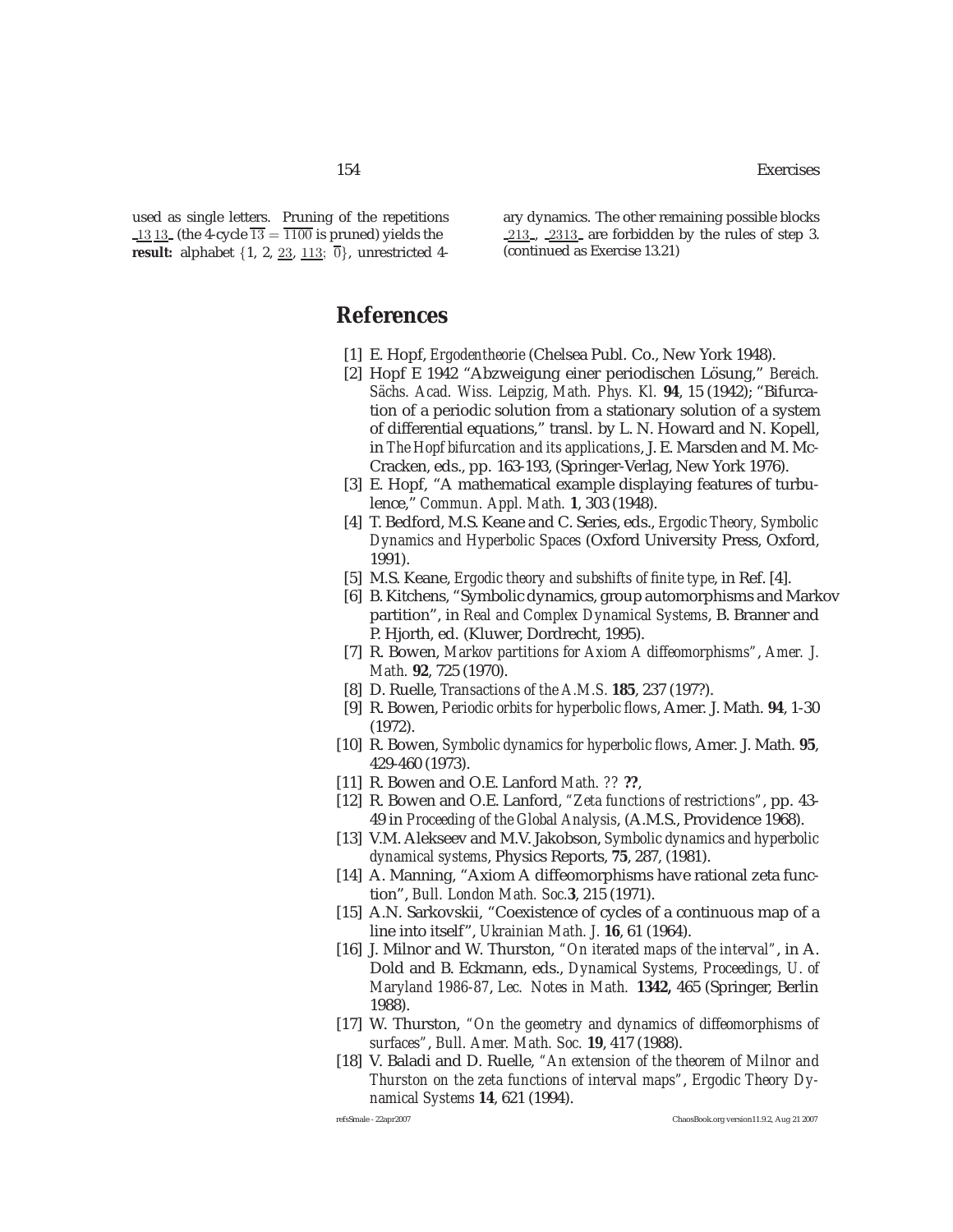used as single letters. Pruning of the repetitions $\_\underline{13}\,\underline{13}\_$ (the 4-cycle $\overline{13} = \overline{1100}$ is pruned) yields the **result:** alphabet $\{1, 2, \underline{23}, \underline{113}; \overline{0}\}$, unrestricted 4-ary dynamics. The other remaining possible blocks $\_\underline{213}\_$, $\_\underline{2313}\_$ are forbidden by the rules of step 3. (continued as Exercise 13.21)

# References

[1] E. Hopf, *Ergodentheorie* (Chelsea Publ. Co., New York 1948).

[2] Hopf E 1942 "Abzweigung einer periodischen Lösung," *Bereich. Sächs. Acad. Wiss. Leipzig, Math. Phys. Kl.* **94**, 15 (1942); "Bifurcation of a periodic solution from a stationary solution of a system of differential equations," transl. by L. N. Howard and N. Kopell, in *The Hopf bifurcation and its applications*, J. E. Marsden and M. McCracken, eds., pp. 163-193, (Springer-Verlag, New York 1976).

[3] E. Hopf, "A mathematical example displaying features of turbulence," *Commun. Appl. Math.* **1**, 303 (1948).

[4] T. Bedford, M.S. Keane and C. Series, eds., *Ergodic Theory, Symbolic Dynamics and Hyperbolic Spaces* (Oxford University Press, Oxford, 1991).

[5] M.S. Keane, *Ergodic theory and subshifts of finite type*, in Ref. [4].

[6] B. Kitchens, "Symbolic dynamics, group automorphisms and Markov partition", in *Real and Complex Dynamical Systems*, B. Branner and P. Hjorth, ed. (Kluwer, Dordrecht, 1995).

[7] R. Bowen, *Markov partitions for Axiom A diffeomorphisms", Amer. J. Math.* **92**, 725 (1970).

[8] D. Ruelle, *Transactions of the A.M.S.* **185**, 237 (197?).

[9] R. Bowen, *Periodic orbits for hyperbolic flows*, Amer. J. Math. **94**, 1-30 (1972).

[10] R. Bowen, *Symbolic dynamics for hyperbolic flows*, Amer. J. Math. **95**, 429-460 (1973).

[11] R. Bowen and O.E. Lanford *Math. ??* **??**,

[12] R. Bowen and O.E. Lanford, *"Zeta functions of restrictions"*, pp. 43-49 in *Proceeding of the Global Analysis*, (A.M.S., Providence 1968).

[13] V.M. Alekseev and M.V. Jakobson, *Symbolic dynamics and hyperbolic dynamical systems*, Physics Reports, **75**, 287, (1981).

[14] A. Manning, "Axiom A diffeomorphisms have rational zeta function", *Bull. London Math. Soc.***3**, 215 (1971).

[15] A.N. Sarkovskii, "Coexistence of cycles of a continuous map of a line into itself", *Ukrainian Math. J.* **16**, 61 (1964).

[16] J. Milnor and W. Thurston, *"On iterated maps of the interval"*, in A. Dold and B. Eckmann, eds., *Dynamical Systems, Proceedings, U. of Maryland 1986-87*, *Lec. Notes in Math.* **1342,** 465 (Springer, Berlin 1988).

[17] W. Thurston, *"On the geometry and dynamics of diffeomorphisms of surfaces"*, *Bull. Amer. Math. Soc.* **19**, 417 (1988).

[18] V. Baladi and D. Ruelle, *"An extension of the theorem of Milnor and Thurston on the zeta functions of interval maps"*, *Ergodic Theory Dynamical Systems* **14**, 621 (1994).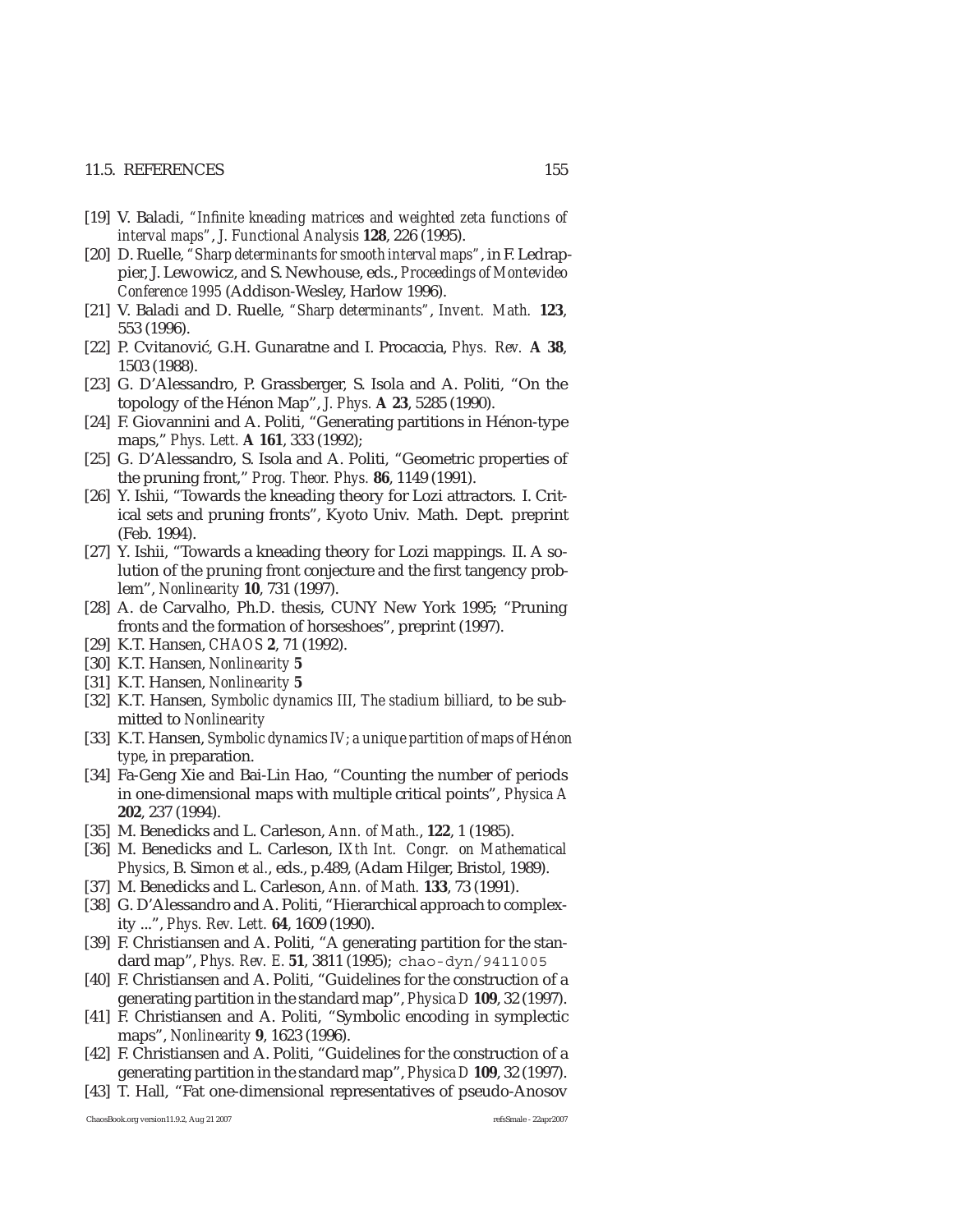[19] V. Baladi, *"Infinite kneading matrices and weighted zeta functions of interval maps"*, *J. Functional Analysis* **128**, 226 (1995).

[20] D. Ruelle, *"Sharp determinants for smooth interval maps"*, in F. Ledrappier, J. Lewowicz, and S. Newhouse, eds., *Proceedings of Montevideo Conference 1995* (Addison-Wesley, Harlow 1996).

[21] V. Baladi and D. Ruelle, *"Sharp determinants"*, *Invent. Math.* **123**, 553 (1996).

[22] P. Cvitanović, G.H. Gunaratne and I. Procaccia, *Phys. Rev.* **A 38**, 1503 (1988).

[23] G. D'Alessandro, P. Grassberger, S. Isola and A. Politi, "On the topology of the Hénon Map", *J. Phys.* **A 23**, 5285 (1990).

[24] F. Giovannini and A. Politi, "Generating partitions in Hénon-type maps," *Phys. Lett.* **A 161**, 333 (1992);

[25] G. D'Alessandro, S. Isola and A. Politi, "Geometric properties of the pruning front," *Prog. Theor. Phys.* **86**, 1149 (1991).

[26] Y. Ishii, "Towards the kneading theory for Lozi attractors. I. Critical sets and pruning fronts", Kyoto Univ. Math. Dept. preprint (Feb. 1994).

[27] Y. Ishii, "Towards a kneading theory for Lozi mappings. II. A solution of the pruning front conjecture and the first tangency problem", *Nonlinearity* **10**, 731 (1997).

[28] A. de Carvalho, Ph.D. thesis, CUNY New York 1995; "Pruning fronts and the formation of horseshoes", preprint (1997).

[29] K.T. Hansen, *CHAOS* **2**, 71 (1992).

[30] K.T. Hansen, *Nonlinearity* **5**

[31] K.T. Hansen, *Nonlinearity* **5**

[32] K.T. Hansen, *Symbolic dynamics III, The stadium billiard*, to be submitted to *Nonlinearity*

[33] K.T. Hansen, *Symbolic dynamics IV; a unique partition of maps of Hénon type*, in preparation.

[34] Fa-Geng Xie and Bai-Lin Hao, "Counting the number of periods in one-dimensional maps with multiple critical points", *Physica A* **202**, 237 (1994).

[35] M. Benedicks and L. Carleson, *Ann. of Math.*, **122**, 1 (1985).

[36] M. Benedicks and L. Carleson, *IXth Int. Congr. on Mathematical Physics*, B. Simon *et al.*, eds., p.489, (Adam Hilger, Bristol, 1989).

[37] M. Benedicks and L. Carleson, *Ann. of Math.* **133**, 73 (1991).

[38] G. D'Alessandro and A. Politi, "Hierarchical approach to complexity ...", *Phys. Rev. Lett.* **64**, 1609 (1990).

[39] F. Christiansen and A. Politi, "A generating partition for the standard map", *Phys. Rev. E.* **51**, 3811 (1995); `chao-dyn/9411005`

[40] F. Christiansen and A. Politi, "Guidelines for the construction of a generating partition in the standard map", *Physica D* **109**, 32 (1997).

[41] F. Christiansen and A. Politi, "Symbolic encoding in symplectic maps", *Nonlinearity* **9**, 1623 (1996).

[42] F. Christiansen and A. Politi, "Guidelines for the construction of a generating partition in the standard map", *Physica D* **109**, 32 (1997).

[43] T. Hall, "Fat one-dimensional representatives of pseudo-Anosov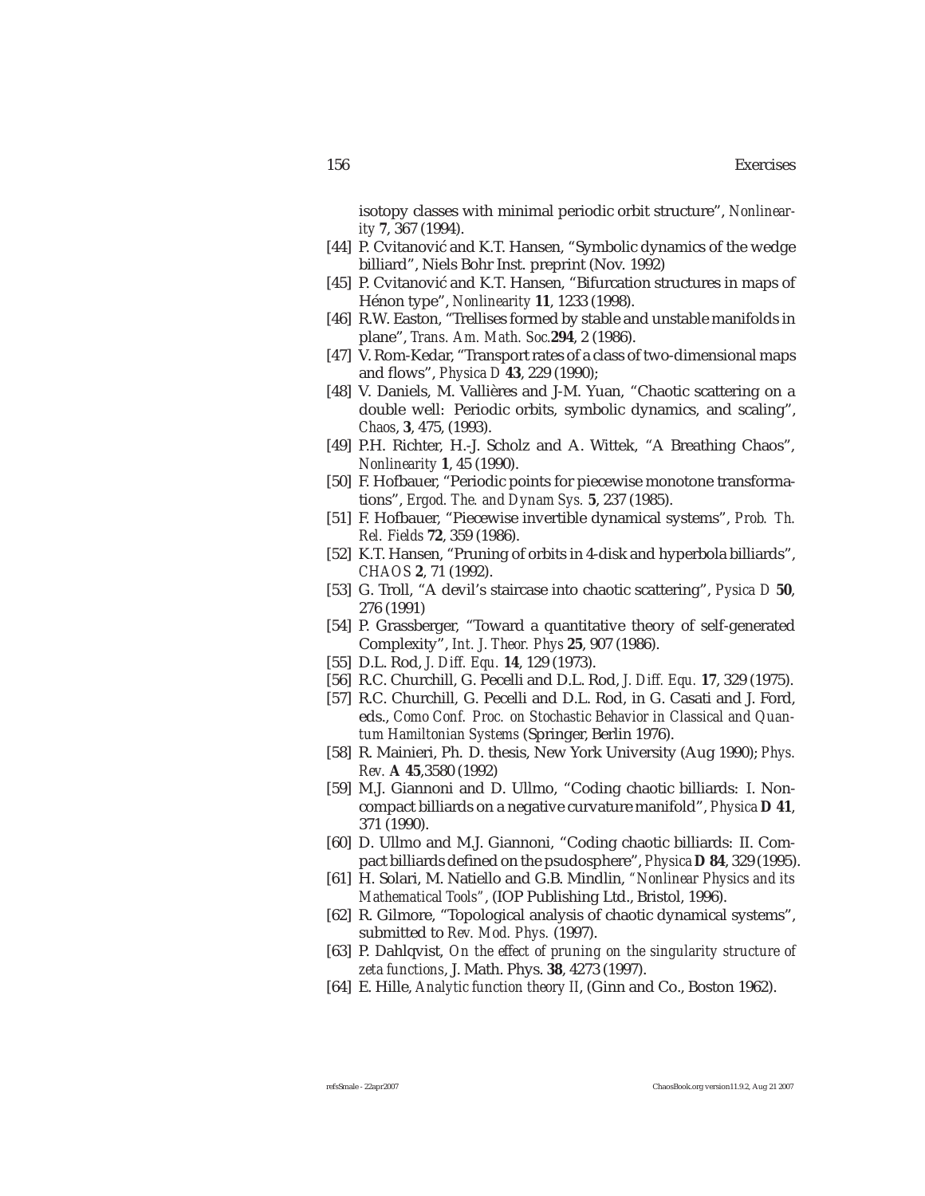isotopy classes with minimal periodic orbit structure", *Nonlinearity* **7**, 367 (1994).

[44] P. Cvitanović and K.T. Hansen, "Symbolic dynamics of the wedge billiard", Niels Bohr Inst. preprint (Nov. 1992)

[45] P. Cvitanović and K.T. Hansen, "Bifurcation structures in maps of Hénon type", *Nonlinearity* **11**, 1233 (1998).

[46] R.W. Easton, "Trellises formed by stable and unstable manifolds in plane", *Trans. Am. Math. Soc.***294**, 2 (1986).

[47] V. Rom-Kedar, "Transport rates of a class of two-dimensional maps and flows", *Physica D* **43**, 229 (1990);

[48] V. Daniels, M. Vallières and J-M. Yuan, "Chaotic scattering on a double well: Periodic orbits, symbolic dynamics, and scaling", *Chaos*, **3**, 475, (1993).

[49] P.H. Richter, H.-J. Scholz and A. Wittek, "A Breathing Chaos", *Nonlinearity* **1**, 45 (1990).

[50] F. Hofbauer, "Periodic points for piecewise monotone transformations", *Ergod. The. and Dynam Sys.* **5**, 237 (1985).

[51] F. Hofbauer, "Piecewise invertible dynamical systems", *Prob. Th. Rel. Fields* **72**, 359 (1986).

[52] K.T. Hansen, "Pruning of orbits in 4-disk and hyperbola billiards", *CHAOS* **2**, 71 (1992).

[53] G. Troll, "A devil's staircase into chaotic scattering", *Pysica D* **50**, 276 (1991)

[54] P. Grassberger, "Toward a quantitative theory of self-generated Complexity", *Int. J. Theor. Phys* **25**, 907 (1986).

[55] D.L. Rod, *J. Diff. Equ.* **14**, 129 (1973).

[56] R.C. Churchill, G. Pecelli and D.L. Rod, *J. Diff. Equ.* **17**, 329 (1975).

[57] R.C. Churchill, G. Pecelli and D.L. Rod, in G. Casati and J. Ford, eds., *Como Conf. Proc. on Stochastic Behavior in Classical and Quantum Hamiltonian Systems* (Springer, Berlin 1976).

[58] R. Mainieri, Ph. D. thesis, New York University (Aug 1990); *Phys. Rev.* **A 45**,3580 (1992)

[59] M.J. Giannoni and D. Ullmo, "Coding chaotic billiards: I. Non-compact billiards on a negative curvature manifold", *Physica* **D 41**, 371 (1990).

[60] D. Ullmo and M.J. Giannoni, "Coding chaotic billiards: II. Compact billiards defined on the psudosphere", *Physica* **D 84**, 329 (1995).

[61] H. Solari, M. Natiello and G.B. Mindlin, *"Nonlinear Physics and its Mathematical Tools"*, (IOP Publishing Ltd., Bristol, 1996).

[62] R. Gilmore, "Topological analysis of chaotic dynamical systems", submitted to *Rev. Mod. Phys.* (1997).

[63] P. Dahlqvist, *On the effect of pruning on the singularity structure of zeta functions*, J. Math. Phys. **38**, 4273 (1997).

[64] E. Hille, *Analytic function theory II*, (Ginn and Co., Boston 1962).